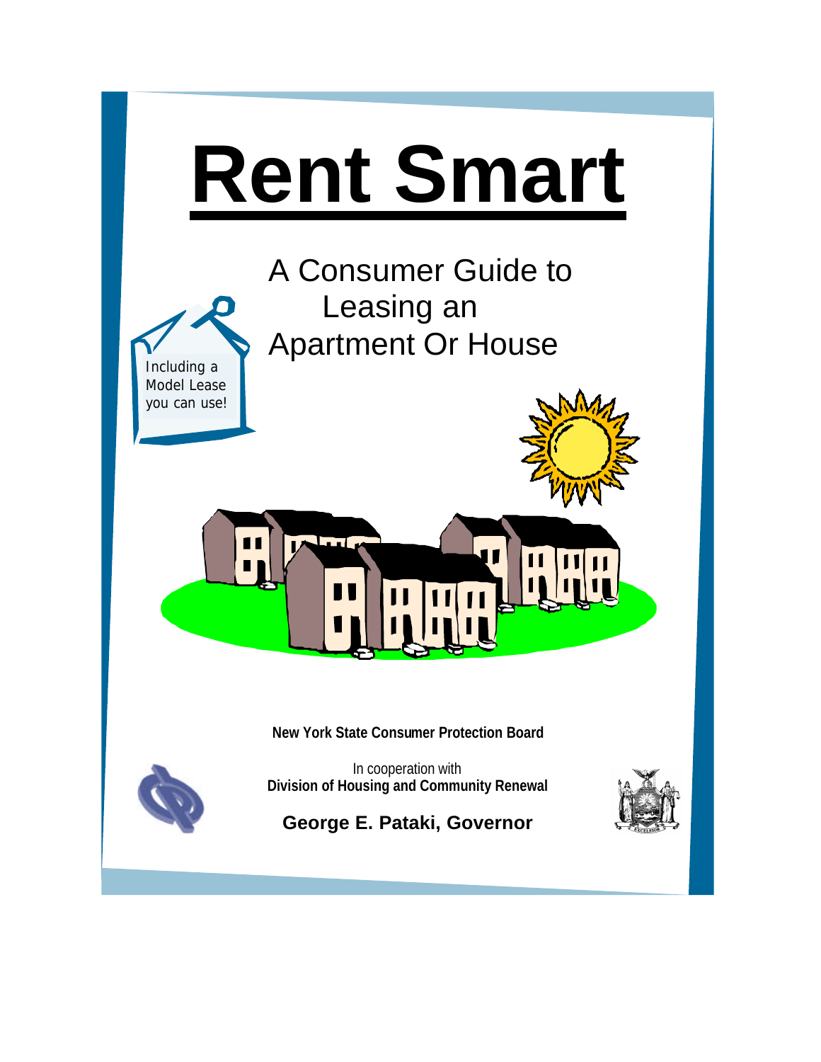# Rent Smart

## A Consumer Guide to Leasing an Apartment Or House

Including a Model Lease you can use!

**New York State Consumer Protection Board**

In cooperation with
**Division of Housing and Community Renewal**

**George E. Pataki, Governor**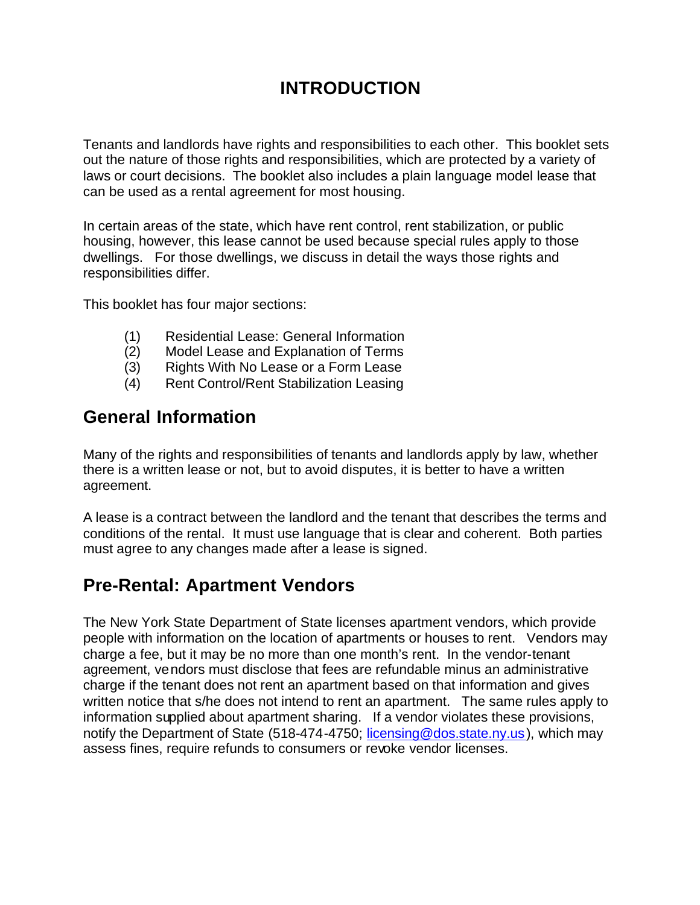# INTRODUCTION

Tenants and landlords have rights and responsibilities to each other. This booklet sets out the nature of those rights and responsibilities, which are protected by a variety of laws or court decisions. The booklet also includes a plain language model lease that can be used as a rental agreement for most housing.

In certain areas of the state, which have rent control, rent stabilization, or public housing, however, this lease cannot be used because special rules apply to those dwellings. For those dwellings, we discuss in detail the ways those rights and responsibilities differ.

This booklet has four major sections:

(1) Residential Lease: General Information
(2) Model Lease and Explanation of Terms
(3) Rights With No Lease or a Form Lease
(4) Rent Control/Rent Stabilization Leasing

## General Information

Many of the rights and responsibilities of tenants and landlords apply by law, whether there is a written lease or not, but to avoid disputes, it is better to have a written agreement.

A lease is a contract between the landlord and the tenant that describes the terms and conditions of the rental. It must use language that is clear and coherent. Both parties must agree to any changes made after a lease is signed.

## Pre-Rental: Apartment Vendors

The New York State Department of State licenses apartment vendors, which provide people with information on the location of apartments or houses to rent. Vendors may charge a fee, but it may be no more than one month's rent. In the vendor-tenant agreement, vendors must disclose that fees are refundable minus an administrative charge if the tenant does not rent an apartment based on that information and gives written notice that s/he does not intend to rent an apartment. The same rules apply to information supplied about apartment sharing. If a vendor violates these provisions, notify the Department of State (518-474-4750; licensing@dos.state.ny.us), which may assess fines, require refunds to consumers or revoke vendor licenses.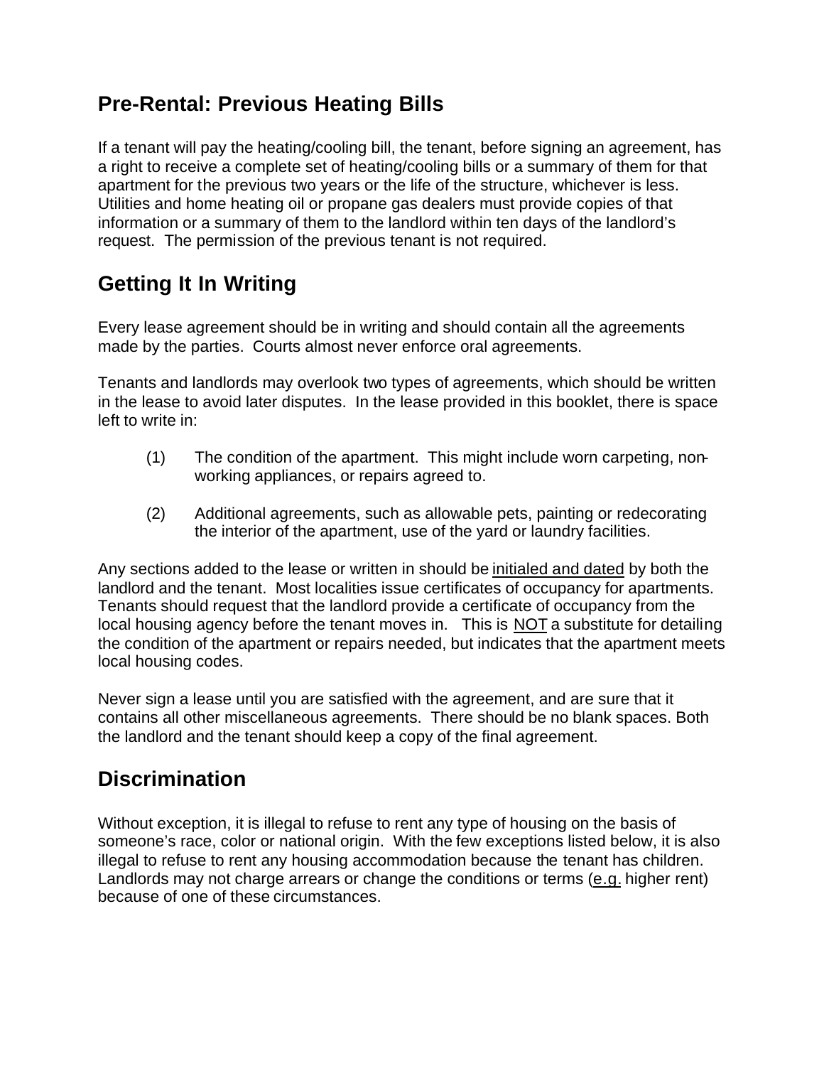## Pre-Rental: Previous Heating Bills

If a tenant will pay the heating/cooling bill, the tenant, before signing an agreement, has a right to receive a complete set of heating/cooling bills or a summary of them for that apartment for the previous two years or the life of the structure, whichever is less. Utilities and home heating oil or propane gas dealers must provide copies of that information or a summary of them to the landlord within ten days of the landlord's request. The permission of the previous tenant is not required.

## Getting It In Writing

Every lease agreement should be in writing and should contain all the agreements made by the parties. Courts almost never enforce oral agreements.

Tenants and landlords may overlook two types of agreements, which should be written in the lease to avoid later disputes. In the lease provided in this booklet, there is space left to write in:

(1) The condition of the apartment. This might include worn carpeting, non-working appliances, or repairs agreed to.

(2) Additional agreements, such as allowable pets, painting or redecorating the interior of the apartment, use of the yard or laundry facilities.

Any sections added to the lease or written in should be <u>initialed and dated</u> by both the landlord and the tenant. Most localities issue certificates of occupancy for apartments. Tenants should request that the landlord provide a certificate of occupancy from the local housing agency before the tenant moves in. This is <u>NOT</u> a substitute for detailing the condition of the apartment or repairs needed, but indicates that the apartment meets local housing codes.

Never sign a lease until you are satisfied with the agreement, and are sure that it contains all other miscellaneous agreements. There should be no blank spaces. Both the landlord and the tenant should keep a copy of the final agreement.

## Discrimination

Without exception, it is illegal to refuse to rent any type of housing on the basis of someone's race, color or national origin. With the few exceptions listed below, it is also illegal to refuse to rent any housing accommodation because the tenant has children. Landlords may not charge arrears or change the conditions or terms (<u>e.g.</u> higher rent) because of one of these circumstances.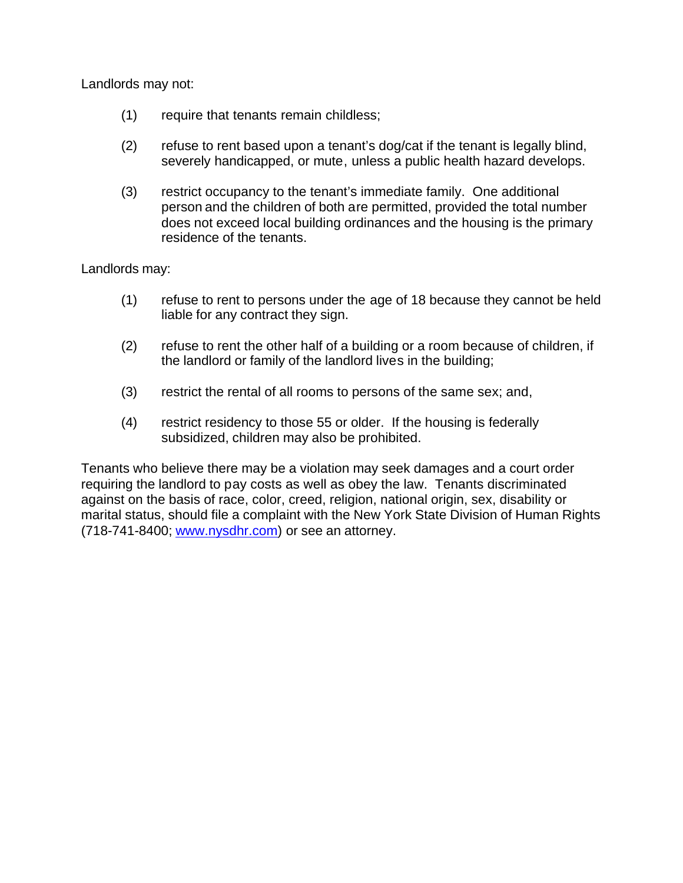Landlords may not:

(1) require that tenants remain childless;

(2) refuse to rent based upon a tenant's dog/cat if the tenant is legally blind, severely handicapped, or mute, unless a public health hazard develops.

(3) restrict occupancy to the tenant's immediate family. One additional person and the children of both are permitted, provided the total number does not exceed local building ordinances and the housing is the primary residence of the tenants.

Landlords may:

(1) refuse to rent to persons under the age of 18 because they cannot be held liable for any contract they sign.

(2) refuse to rent the other half of a building or a room because of children, if the landlord or family of the landlord lives in the building;

(3) restrict the rental of all rooms to persons of the same sex; and,

(4) restrict residency to those 55 or older. If the housing is federally subsidized, children may also be prohibited.

Tenants who believe there may be a violation may seek damages and a court order requiring the landlord to pay costs as well as obey the law. Tenants discriminated against on the basis of race, color, creed, religion, national origin, sex, disability or marital status, should file a complaint with the New York State Division of Human Rights (718-741-8400; [www.nysdhr.com](http://www.nysdhr.com)) or see an attorney.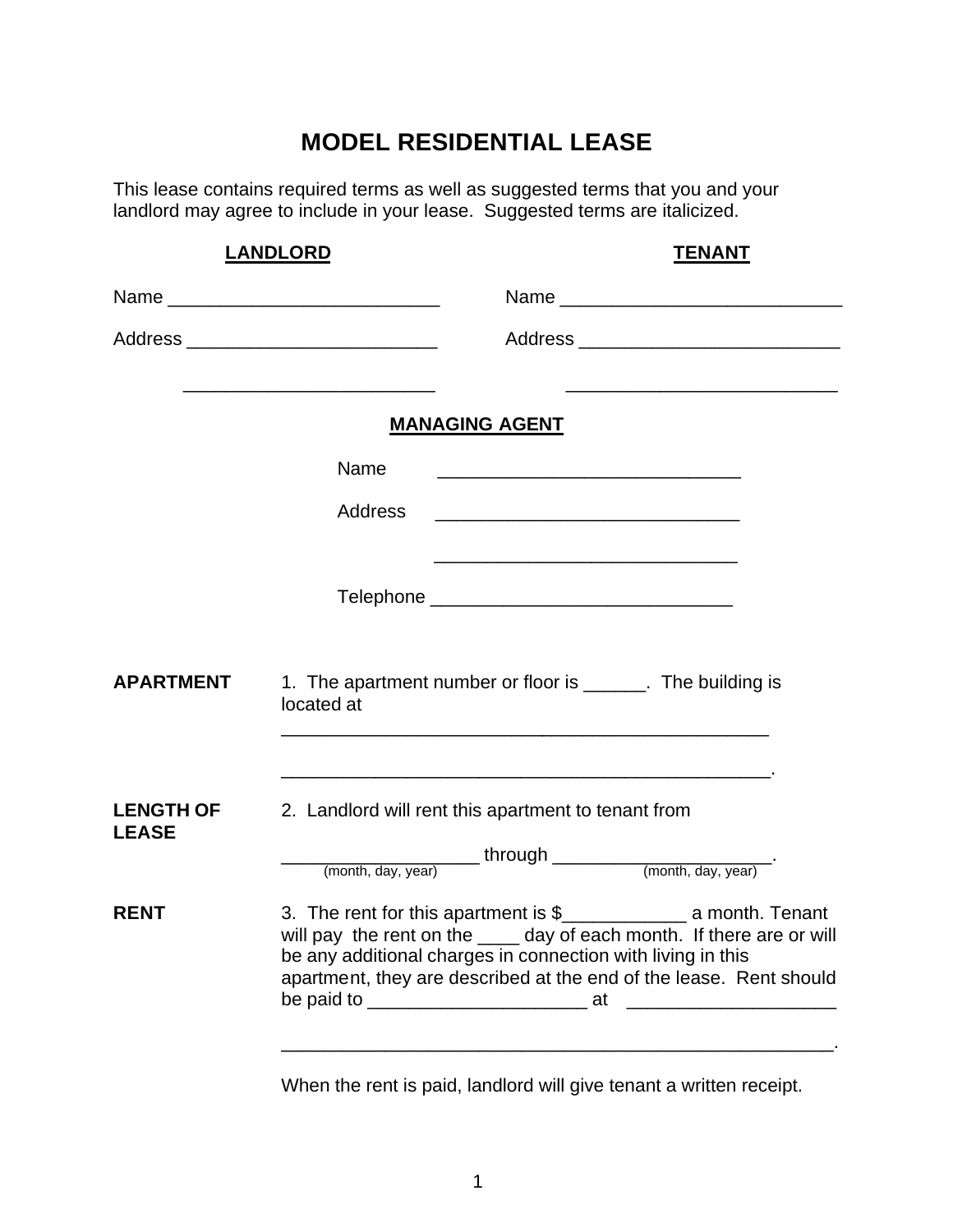# MODEL RESIDENTIAL LEASE

This lease contains required terms as well as suggested terms that you and your landlord may agree to include in your lease. Suggested terms are italicized.

| **LANDLORD** | **TENANT** |
|---|---|
| Name __________________________ | Name ___________________________ |
| Address ________________________ | Address _________________________ |
| ________________________ | __________________________ |

**MANAGING AGENT**

Name _____________________________

Address _____________________________

_____________________________

Telephone _____________________________

**APARTMENT** 1. The apartment number or floor is ______. The building is located at

_______________________________________________

_______________________________________________.

**LENGTH OF LEASE** 2. Landlord will rent this apartment to tenant from

___________________ through ______________________.
(month, day, year) (month, day, year)

**RENT** 3. The rent for this apartment is $____________ a month. Tenant will pay the rent on the ____ day of each month. If there are or will be any additional charges in connection with living in this apartment, they are described at the end of the lease. Rent should be paid to _____________________ at ____________________

______________________________________________________.

When the rent is paid, landlord will give tenant a written receipt.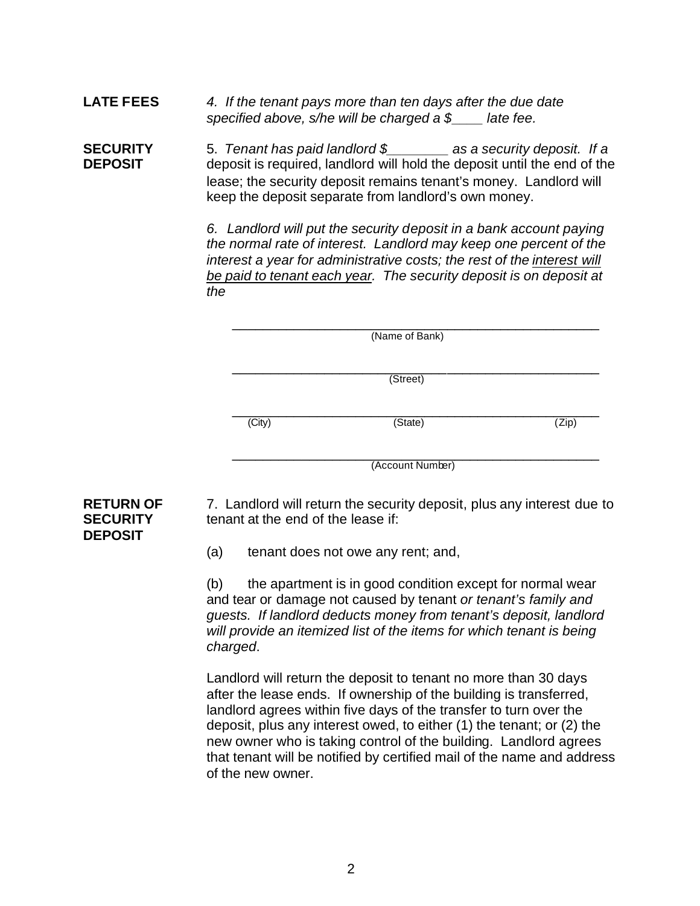**LATE FEES**

*4. If the tenant pays more than ten days after the due date specified above, s/he will be charged a $____ late fee.*

**SECURITY DEPOSIT**

5. *Tenant has paid landlord $________ as a security deposit. If a* deposit is required, landlord will hold the deposit until the end of the lease; the security deposit remains tenant's money. Landlord will keep the deposit separate from landlord's own money.

*6. Landlord will put the security deposit in a bank account paying the normal rate of interest. Landlord may keep one percent of the interest a year for administrative costs; the rest of the* ***interest will be paid to tenant each year****. The security deposit is on deposit at the*

_______________________________________________
(Name of Bank)

_______________________________________________
(Street)

_______________________________________________
(City) (State) (Zip)

_______________________________________________
(Account Number)

**RETURN OF SECURITY DEPOSIT**

7. Landlord will return the security deposit, plus any interest due to tenant at the end of the lease if:

(a) tenant does not owe any rent; and,

(b) the apartment is in good condition except for normal wear and tear or damage not caused by tenant *or tenant's family and guests. If landlord deducts money from tenant's deposit, landlord will provide an itemized list of the items for which tenant is being charged*.

Landlord will return the deposit to tenant no more than 30 days after the lease ends. If ownership of the building is transferred, landlord agrees within five days of the transfer to turn over the deposit, plus any interest owed, to either (1) the tenant; or (2) the new owner who is taking control of the building. Landlord agrees that tenant will be notified by certified mail of the name and address of the new owner.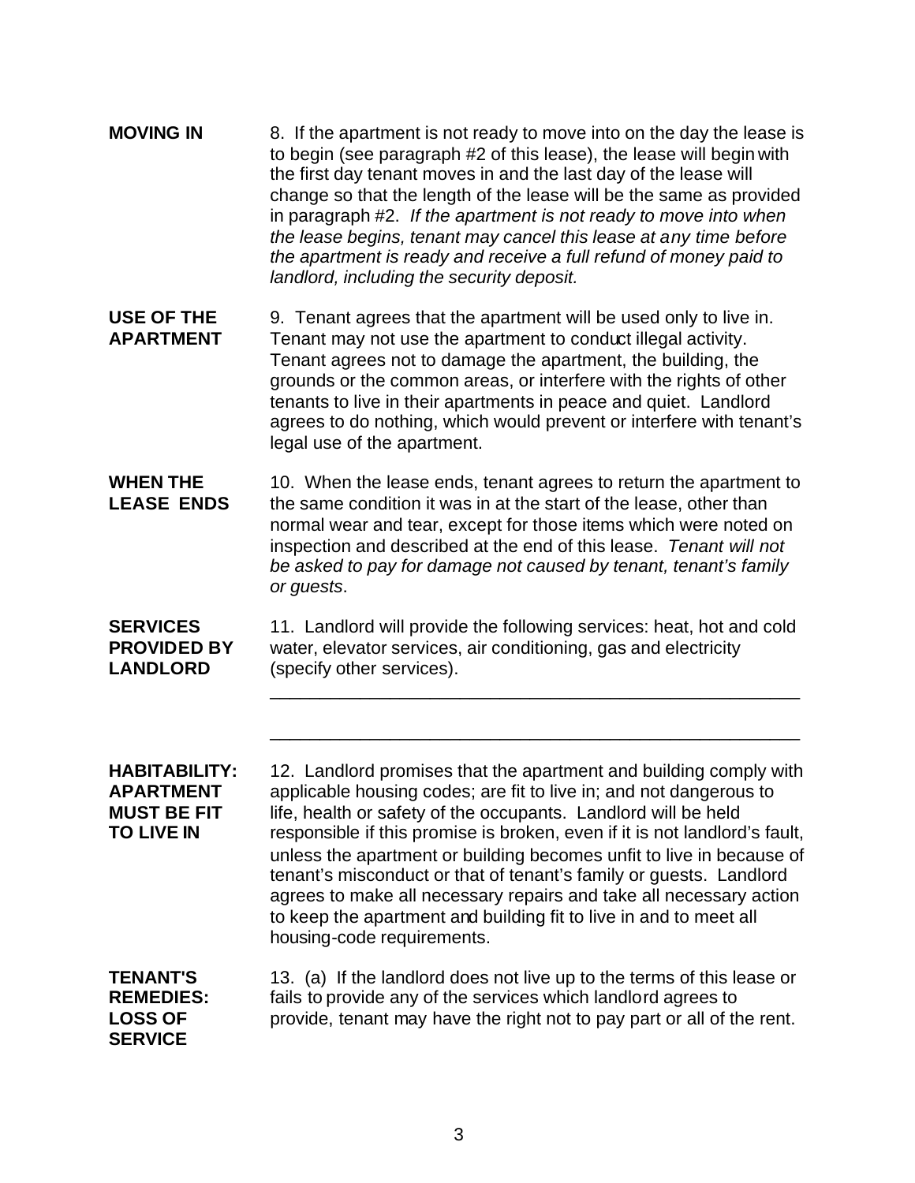**MOVING IN**

8. If the apartment is not ready to move into on the day the lease is to begin (see paragraph #2 of this lease), the lease will begin with the first day tenant moves in and the last day of the lease will change so that the length of the lease will be the same as provided in paragraph #2. *If the apartment is not ready to move into when the lease begins, tenant may cancel this lease at any time before the apartment is ready and receive a full refund of money paid to landlord, including the security deposit.*

**USE OF THE APARTMENT**

9. Tenant agrees that the apartment will be used only to live in. Tenant may not use the apartment to conduct illegal activity. Tenant agrees not to damage the apartment, the building, the grounds or the common areas, or interfere with the rights of other tenants to live in their apartments in peace and quiet. Landlord agrees to do nothing, which would prevent or interfere with tenant's legal use of the apartment.

**WHEN THE LEASE ENDS**

10. When the lease ends, tenant agrees to return the apartment to the same condition it was in at the start of the lease, other than normal wear and tear, except for those items which were noted on inspection and described at the end of this lease. *Tenant will not be asked to pay for damage not caused by tenant, tenant's family or guests*.

**SERVICES PROVIDED BY LANDLORD**

11. Landlord will provide the following services: heat, hot and cold water, elevator services, air conditioning, gas and electricity (specify other services).

\_\_\_\_\_\_\_\_\_\_\_\_\_\_\_\_\_\_\_\_\_\_\_\_\_\_\_\_\_\_\_\_\_\_\_\_\_\_\_\_\_\_\_\_\_\_\_\_\_\_\_\_\_\_\_\_

\_\_\_\_\_\_\_\_\_\_\_\_\_\_\_\_\_\_\_\_\_\_\_\_\_\_\_\_\_\_\_\_\_\_\_\_\_\_\_\_\_\_\_\_\_\_\_\_\_\_\_\_\_\_\_\_

**HABITABILITY: APARTMENT MUST BE FIT TO LIVE IN**

12. Landlord promises that the apartment and building comply with applicable housing codes; are fit to live in; and not dangerous to life, health or safety of the occupants. Landlord will be held responsible if this promise is broken, even if it is not landlord's fault, unless the apartment or building becomes unfit to live in because of tenant's misconduct or that of tenant's family or guests. Landlord agrees to make all necessary repairs and take all necessary action to keep the apartment and building fit to live in and to meet all housing-code requirements.

**TENANT'S REMEDIES: LOSS OF SERVICE**

13. (a) If the landlord does not live up to the terms of this lease or fails to provide any of the services which landlord agrees to provide, tenant may have the right not to pay part or all of the rent.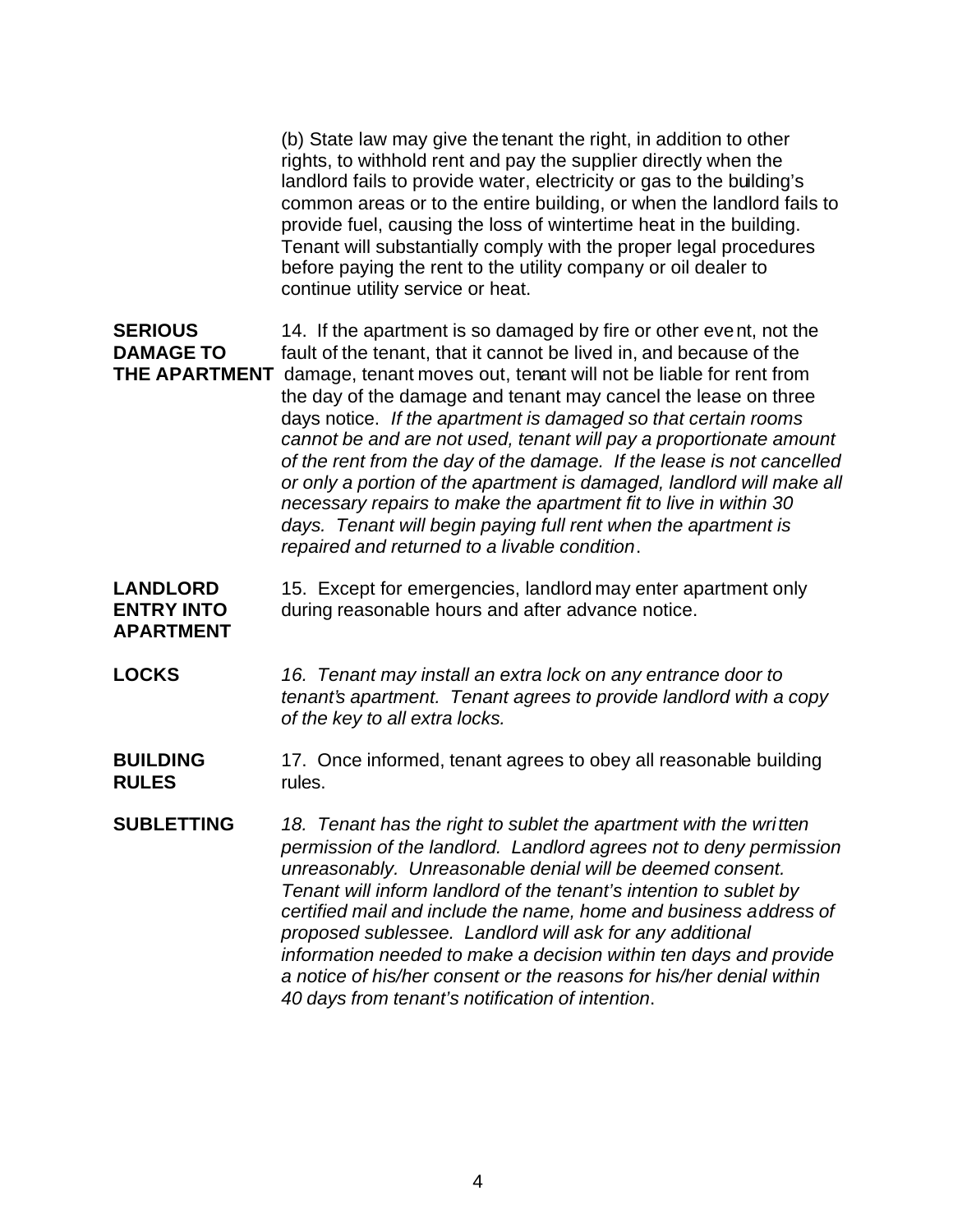(b) State law may give the tenant the right, in addition to other rights, to withhold rent and pay the supplier directly when the landlord fails to provide water, electricity or gas to the building's common areas or to the entire building, or when the landlord fails to provide fuel, causing the loss of wintertime heat in the building. Tenant will substantially comply with the proper legal procedures before paying the rent to the utility company or oil dealer to continue utility service or heat.

**SERIOUS DAMAGE TO THE APARTMENT**

14. If the apartment is so damaged by fire or other event, not the fault of the tenant, that it cannot be lived in, and because of the damage, tenant moves out, tenant will not be liable for rent from the day of the damage and tenant may cancel the lease on three days notice. *If the apartment is damaged so that certain rooms cannot be and are not used, tenant will pay a proportionate amount of the rent from the day of the damage. If the lease is not cancelled or only a portion of the apartment is damaged, landlord will make all necessary repairs to make the apartment fit to live in within 30 days. Tenant will begin paying full rent when the apartment is repaired and returned to a livable condition*.

**LANDLORD ENTRY INTO APARTMENT**

15. Except for emergencies, landlord may enter apartment only during reasonable hours and after advance notice.

**LOCKS**

*16. Tenant may install an extra lock on any entrance door to tenant's apartment. Tenant agrees to provide landlord with a copy of the key to all extra locks.*

**BUILDING RULES**

17. Once informed, tenant agrees to obey all reasonable building rules.

**SUBLETTING**

*18. Tenant has the right to sublet the apartment with the written permission of the landlord. Landlord agrees not to deny permission unreasonably. Unreasonable denial will be deemed consent. Tenant will inform landlord of the tenant's intention to sublet by certified mail and include the name, home and business address of proposed sublessee. Landlord will ask for any additional information needed to make a decision within ten days and provide a notice of his/her consent or the reasons for his/her denial within 40 days from tenant's notification of intention*.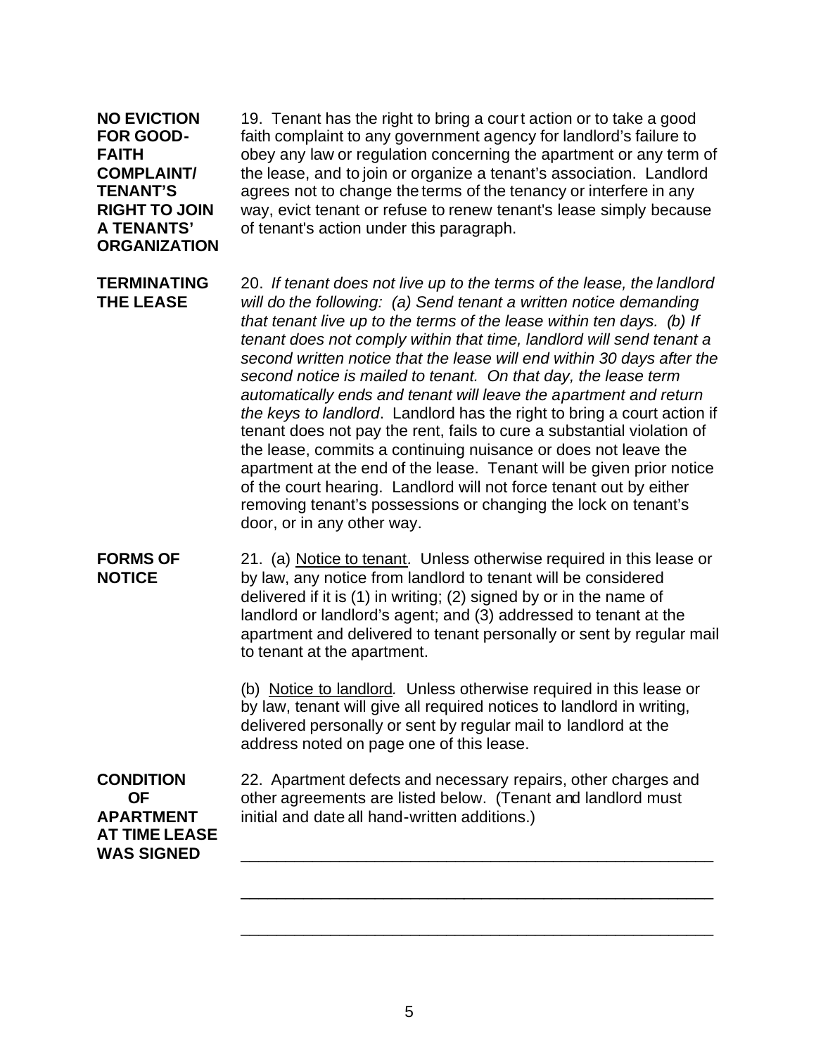**NO EVICTION FOR GOOD-FAITH COMPLAINT/ TENANT'S RIGHT TO JOIN A TENANTS' ORGANIZATION**

19. Tenant has the right to bring a court action or to take a good faith complaint to any government agency for landlord's failure to obey any law or regulation concerning the apartment or any term of the lease, and to join or organize a tenant's association. Landlord agrees not to change the terms of the tenancy or interfere in any way, evict tenant or refuse to renew tenant's lease simply because of tenant's action under this paragraph.

**TERMINATING THE LEASE**

20. *If tenant does not live up to the terms of the lease, the landlord will do the following: (a) Send tenant a written notice demanding that tenant live up to the terms of the lease within ten days. (b) If tenant does not comply within that time, landlord will send tenant a second written notice that the lease will end within 30 days after the second notice is mailed to tenant. On that day, the lease term automatically ends and tenant will leave the apartment and return the keys to landlord*. Landlord has the right to bring a court action if tenant does not pay the rent, fails to cure a substantial violation of the lease, commits a continuing nuisance or does not leave the apartment at the end of the lease. Tenant will be given prior notice of the court hearing. Landlord will not force tenant out by either removing tenant's possessions or changing the lock on tenant's door, or in any other way.

**FORMS OF NOTICE**

21. (a) Notice to tenant. Unless otherwise required in this lease or by law, any notice from landlord to tenant will be considered delivered if it is (1) in writing; (2) signed by or in the name of landlord or landlord's agent; and (3) addressed to tenant at the apartment and delivered to tenant personally or sent by regular mail to tenant at the apartment.

(b) Notice to landlord. Unless otherwise required in this lease or by law, tenant will give all required notices to landlord in writing, delivered personally or sent by regular mail to landlord at the address noted on page one of this lease.

**CONDITION OF APARTMENT AT TIME LEASE WAS SIGNED**

22. Apartment defects and necessary repairs, other charges and other agreements are listed below. (Tenant and landlord must initial and date all hand-written additions.)

\_\_\_\_\_\_\_\_\_\_\_\_\_\_\_\_\_\_\_\_\_\_\_\_\_\_\_\_\_\_\_\_\_\_\_\_\_\_\_\_\_\_\_\_\_\_\_\_\_\_\_\_

\_\_\_\_\_\_\_\_\_\_\_\_\_\_\_\_\_\_\_\_\_\_\_\_\_\_\_\_\_\_\_\_\_\_\_\_\_\_\_\_\_\_\_\_\_\_\_\_\_\_\_\_

\_\_\_\_\_\_\_\_\_\_\_\_\_\_\_\_\_\_\_\_\_\_\_\_\_\_\_\_\_\_\_\_\_\_\_\_\_\_\_\_\_\_\_\_\_\_\_\_\_\_\_\_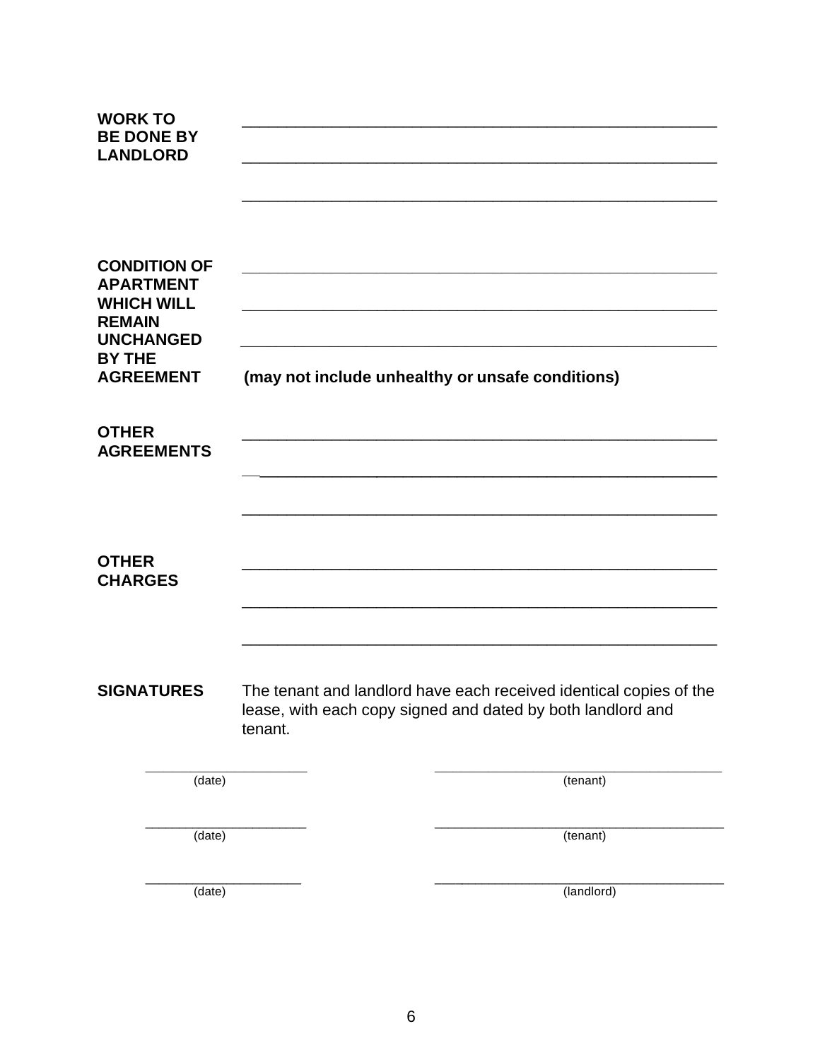**WORK TO BE DONE BY LANDLORD**

\_\_\_\_\_\_\_\_\_\_\_\_\_\_\_\_\_\_\_\_\_\_\_\_\_\_\_\_\_\_\_\_\_\_\_\_\_\_\_\_\_\_\_\_\_\_\_\_\_\_\_\_\_\_\_\_

\_\_\_\_\_\_\_\_\_\_\_\_\_\_\_\_\_\_\_\_\_\_\_\_\_\_\_\_\_\_\_\_\_\_\_\_\_\_\_\_\_\_\_\_\_\_\_\_\_\_\_\_\_\_\_\_

\_\_\_\_\_\_\_\_\_\_\_\_\_\_\_\_\_\_\_\_\_\_\_\_\_\_\_\_\_\_\_\_\_\_\_\_\_\_\_\_\_\_\_\_\_\_\_\_\_\_\_\_\_\_\_\_

**CONDITION OF APARTMENT WHICH WILL REMAIN UNCHANGED BY THE AGREEMENT**

\_\_\_\_\_\_\_\_\_\_\_\_\_\_\_\_\_\_\_\_\_\_\_\_\_\_\_\_\_\_\_\_\_\_\_\_\_\_\_\_\_\_\_\_\_\_\_\_\_\_\_\_\_\_\_\_

\_\_\_\_\_\_\_\_\_\_\_\_\_\_\_\_\_\_\_\_\_\_\_\_\_\_\_\_\_\_\_\_\_\_\_\_\_\_\_\_\_\_\_\_\_\_\_\_\_\_\_\_\_\_\_\_

\_\_\_\_\_\_\_\_\_\_\_\_\_\_\_\_\_\_\_\_\_\_\_\_\_\_\_\_\_\_\_\_\_\_\_\_\_\_\_\_\_\_\_\_\_\_\_\_\_\_\_\_\_\_\_\_

**(may not include unhealthy or unsafe conditions)**

**OTHER AGREEMENTS**

\_\_\_\_\_\_\_\_\_\_\_\_\_\_\_\_\_\_\_\_\_\_\_\_\_\_\_\_\_\_\_\_\_\_\_\_\_\_\_\_\_\_\_\_\_\_\_\_\_\_\_\_\_\_\_\_

\_\_\_\_\_\_\_\_\_\_\_\_\_\_\_\_\_\_\_\_\_\_\_\_\_\_\_\_\_\_\_\_\_\_\_\_\_\_\_\_\_\_\_\_\_\_\_\_\_\_\_\_\_\_\_\_

\_\_\_\_\_\_\_\_\_\_\_\_\_\_\_\_\_\_\_\_\_\_\_\_\_\_\_\_\_\_\_\_\_\_\_\_\_\_\_\_\_\_\_\_\_\_\_\_\_\_\_\_\_\_\_\_

**OTHER CHARGES**

\_\_\_\_\_\_\_\_\_\_\_\_\_\_\_\_\_\_\_\_\_\_\_\_\_\_\_\_\_\_\_\_\_\_\_\_\_\_\_\_\_\_\_\_\_\_\_\_\_\_\_\_\_\_\_\_

\_\_\_\_\_\_\_\_\_\_\_\_\_\_\_\_\_\_\_\_\_\_\_\_\_\_\_\_\_\_\_\_\_\_\_\_\_\_\_\_\_\_\_\_\_\_\_\_\_\_\_\_\_\_\_\_

\_\_\_\_\_\_\_\_\_\_\_\_\_\_\_\_\_\_\_\_\_\_\_\_\_\_\_\_\_\_\_\_\_\_\_\_\_\_\_\_\_\_\_\_\_\_\_\_\_\_\_\_\_\_\_\_

**SIGNATURES**

The tenant and landlord have each received identical copies of the lease, with each copy signed and dated by both landlord and tenant.

\_\_\_\_\_\_\_\_\_\_\_\_\_\_\_\_\_\_\_\_ (date) &nbsp;&nbsp;&nbsp;&nbsp; \_\_\_\_\_\_\_\_\_\_\_\_\_\_\_\_\_\_\_\_\_\_\_\_\_\_\_\_\_\_\_\_ (tenant)

\_\_\_\_\_\_\_\_\_\_\_\_\_\_\_\_\_\_\_\_ (date) &nbsp;&nbsp;&nbsp;&nbsp; \_\_\_\_\_\_\_\_\_\_\_\_\_\_\_\_\_\_\_\_\_\_\_\_\_\_\_\_\_\_\_\_ (tenant)

\_\_\_\_\_\_\_\_\_\_\_\_\_\_\_\_\_\_\_\_ (date) &nbsp;&nbsp;&nbsp;&nbsp; \_\_\_\_\_\_\_\_\_\_\_\_\_\_\_\_\_\_\_\_\_\_\_\_\_\_\_\_\_\_\_\_ (landlord)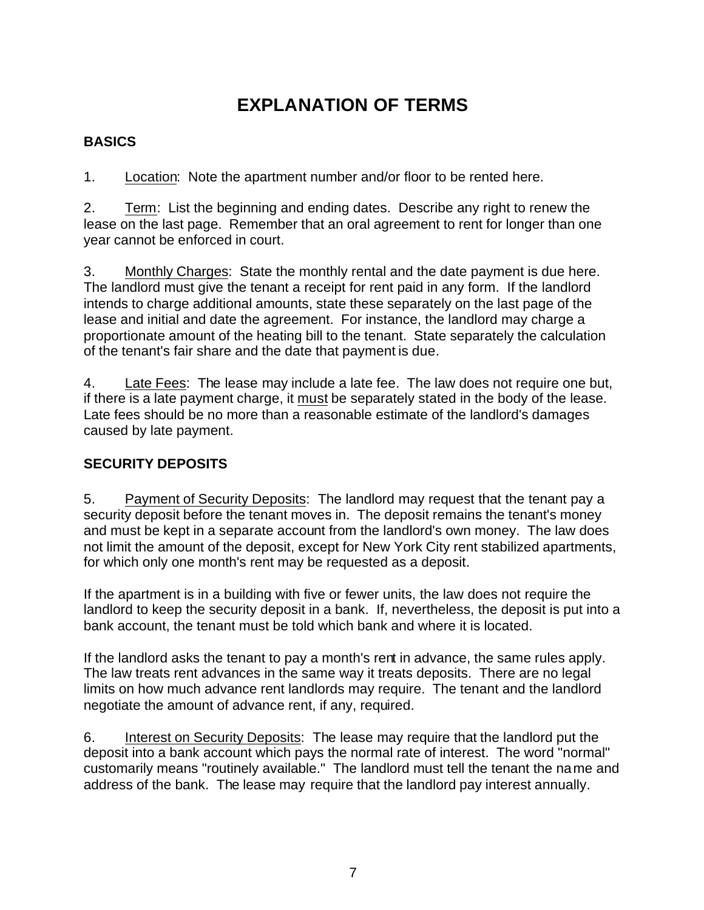# EXPLANATION OF TERMS

## BASICS

1. Location: Note the apartment number and/or floor to be rented here.

2. Term: List the beginning and ending dates. Describe any right to renew the lease on the last page. Remember that an oral agreement to rent for longer than one year cannot be enforced in court.

3. Monthly Charges: State the monthly rental and the date payment is due here. The landlord must give the tenant a receipt for rent paid in any form. If the landlord intends to charge additional amounts, state these separately on the last page of the lease and initial and date the agreement. For instance, the landlord may charge a proportionate amount of the heating bill to the tenant. State separately the calculation of the tenant's fair share and the date that payment is due.

4. Late Fees: The lease may include a late fee. The law does not require one but, if there is a late payment charge, it must be separately stated in the body of the lease. Late fees should be no more than a reasonable estimate of the landlord's damages caused by late payment.

## SECURITY DEPOSITS

5. Payment of Security Deposits: The landlord may request that the tenant pay a security deposit before the tenant moves in. The deposit remains the tenant's money and must be kept in a separate account from the landlord's own money. The law does not limit the amount of the deposit, except for New York City rent stabilized apartments, for which only one month's rent may be requested as a deposit.

If the apartment is in a building with five or fewer units, the law does not require the landlord to keep the security deposit in a bank. If, nevertheless, the deposit is put into a bank account, the tenant must be told which bank and where it is located.

If the landlord asks the tenant to pay a month's rent in advance, the same rules apply. The law treats rent advances in the same way it treats deposits. There are no legal limits on how much advance rent landlords may require. The tenant and the landlord negotiate the amount of advance rent, if any, required.

6. Interest on Security Deposits: The lease may require that the landlord put the deposit into a bank account which pays the normal rate of interest. The word "normal" customarily means "routinely available." The landlord must tell the tenant the name and address of the bank. The lease may require that the landlord pay interest annually.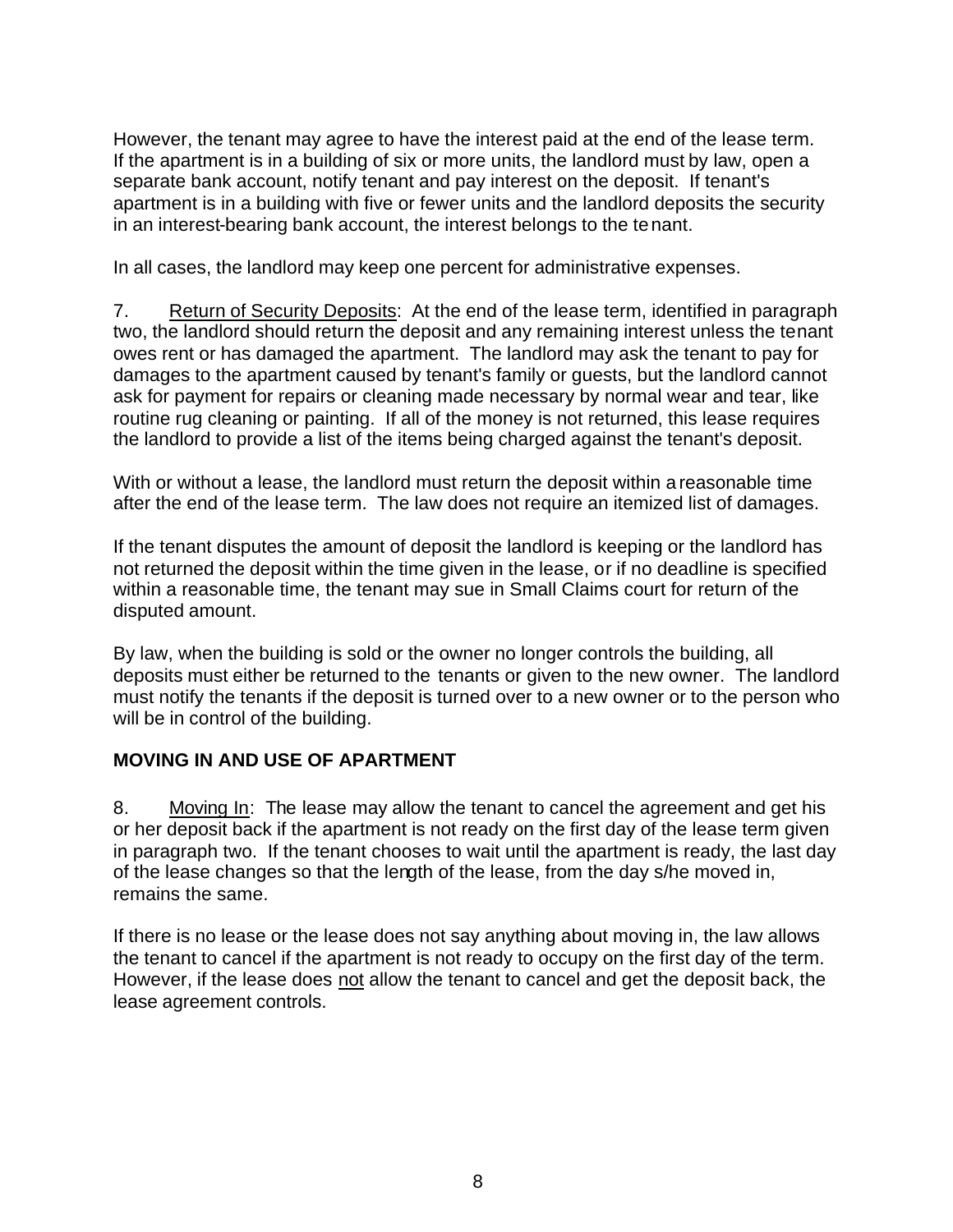However, the tenant may agree to have the interest paid at the end of the lease term. If the apartment is in a building of six or more units, the landlord must by law, open a separate bank account, notify tenant and pay interest on the deposit. If tenant's apartment is in a building with five or fewer units and the landlord deposits the security in an interest-bearing bank account, the interest belongs to the tenant.

In all cases, the landlord may keep one percent for administrative expenses.

7. Return of Security Deposits: At the end of the lease term, identified in paragraph two, the landlord should return the deposit and any remaining interest unless the tenant owes rent or has damaged the apartment. The landlord may ask the tenant to pay for damages to the apartment caused by tenant's family or guests, but the landlord cannot ask for payment for repairs or cleaning made necessary by normal wear and tear, like routine rug cleaning or painting. If all of the money is not returned, this lease requires the landlord to provide a list of the items being charged against the tenant's deposit.

With or without a lease, the landlord must return the deposit within a reasonable time after the end of the lease term. The law does not require an itemized list of damages.

If the tenant disputes the amount of deposit the landlord is keeping or the landlord has not returned the deposit within the time given in the lease, or if no deadline is specified within a reasonable time, the tenant may sue in Small Claims court for return of the disputed amount.

By law, when the building is sold or the owner no longer controls the building, all deposits must either be returned to the tenants or given to the new owner. The landlord must notify the tenants if the deposit is turned over to a new owner or to the person who will be in control of the building.

## MOVING IN AND USE OF APARTMENT

8. Moving In: The lease may allow the tenant to cancel the agreement and get his or her deposit back if the apartment is not ready on the first day of the lease term given in paragraph two. If the tenant chooses to wait until the apartment is ready, the last day of the lease changes so that the length of the lease, from the day s/he moved in, remains the same.

If there is no lease or the lease does not say anything about moving in, the law allows the tenant to cancel if the apartment is not ready to occupy on the first day of the term. However, if the lease does not allow the tenant to cancel and get the deposit back, the lease agreement controls.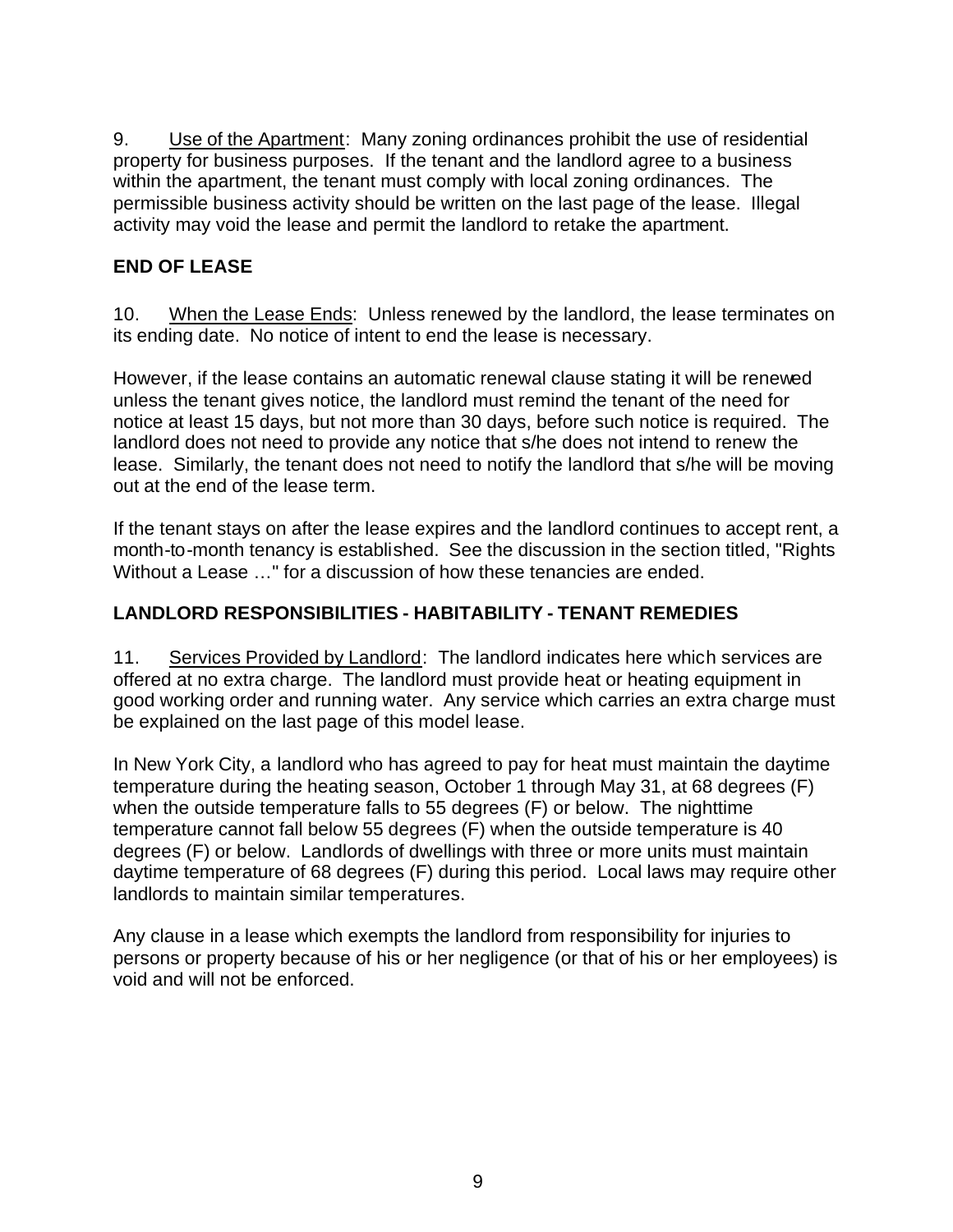9. Use of the Apartment: Many zoning ordinances prohibit the use of residential property for business purposes. If the tenant and the landlord agree to a business within the apartment, the tenant must comply with local zoning ordinances. The permissible business activity should be written on the last page of the lease. Illegal activity may void the lease and permit the landlord to retake the apartment.

## END OF LEASE

10. When the Lease Ends: Unless renewed by the landlord, the lease terminates on its ending date. No notice of intent to end the lease is necessary.

However, if the lease contains an automatic renewal clause stating it will be renewed unless the tenant gives notice, the landlord must remind the tenant of the need for notice at least 15 days, but not more than 30 days, before such notice is required. The landlord does not need to provide any notice that s/he does not intend to renew the lease. Similarly, the tenant does not need to notify the landlord that s/he will be moving out at the end of the lease term.

If the tenant stays on after the lease expires and the landlord continues to accept rent, a month-to-month tenancy is established. See the discussion in the section titled, "Rights Without a Lease …" for a discussion of how these tenancies are ended.

## LANDLORD RESPONSIBILITIES - HABITABILITY - TENANT REMEDIES

11. Services Provided by Landlord: The landlord indicates here which services are offered at no extra charge. The landlord must provide heat or heating equipment in good working order and running water. Any service which carries an extra charge must be explained on the last page of this model lease.

In New York City, a landlord who has agreed to pay for heat must maintain the daytime temperature during the heating season, October 1 through May 31, at 68 degrees (F) when the outside temperature falls to 55 degrees (F) or below. The nighttime temperature cannot fall below 55 degrees (F) when the outside temperature is 40 degrees (F) or below. Landlords of dwellings with three or more units must maintain daytime temperature of 68 degrees (F) during this period. Local laws may require other landlords to maintain similar temperatures.

Any clause in a lease which exempts the landlord from responsibility for injuries to persons or property because of his or her negligence (or that of his or her employees) is void and will not be enforced.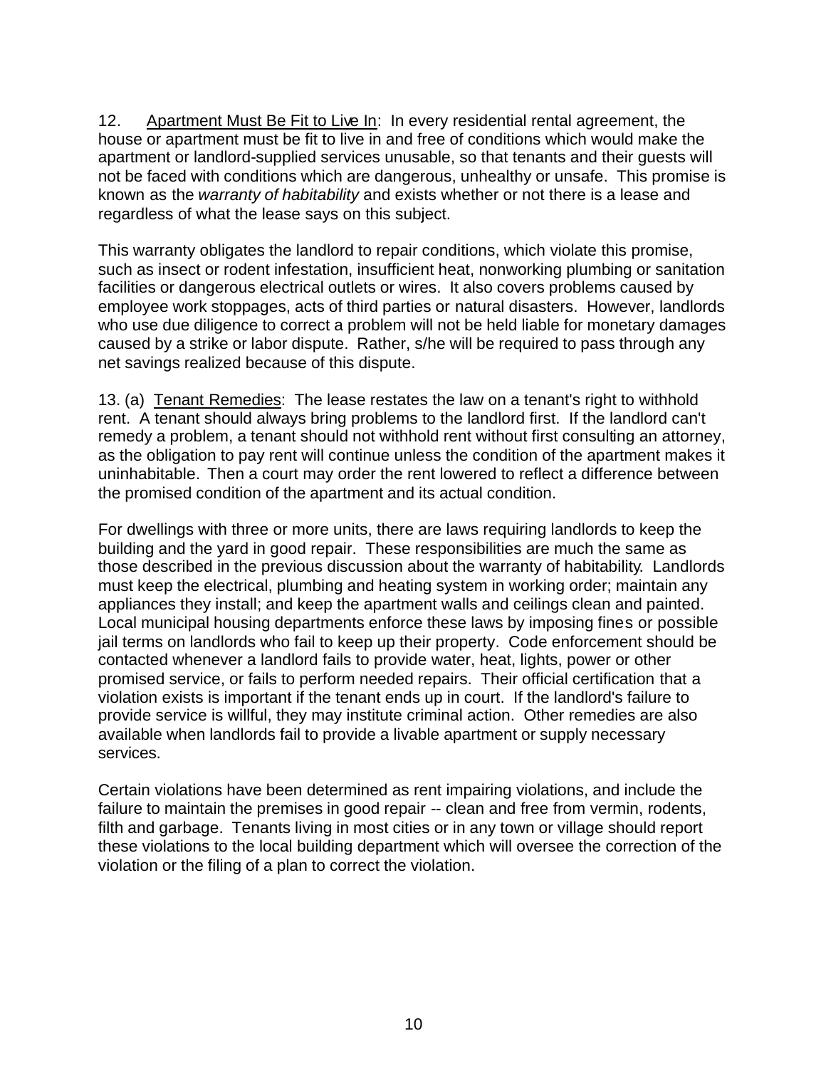12. <u>Apartment Must Be Fit to Live In</u>: In every residential rental agreement, the house or apartment must be fit to live in and free of conditions which would make the apartment or landlord-supplied services unusable, so that tenants and their guests will not be faced with conditions which are dangerous, unhealthy or unsafe. This promise is known as the *warranty of habitability* and exists whether or not there is a lease and regardless of what the lease says on this subject.

This warranty obligates the landlord to repair conditions, which violate this promise, such as insect or rodent infestation, insufficient heat, nonworking plumbing or sanitation facilities or dangerous electrical outlets or wires. It also covers problems caused by employee work stoppages, acts of third parties or natural disasters. However, landlords who use due diligence to correct a problem will not be held liable for monetary damages caused by a strike or labor dispute. Rather, s/he will be required to pass through any net savings realized because of this dispute.

13. (a) <u>Tenant Remedies</u>: The lease restates the law on a tenant's right to withhold rent. A tenant should always bring problems to the landlord first. If the landlord can't remedy a problem, a tenant should not withhold rent without first consulting an attorney, as the obligation to pay rent will continue unless the condition of the apartment makes it uninhabitable. Then a court may order the rent lowered to reflect a difference between the promised condition of the apartment and its actual condition.

For dwellings with three or more units, there are laws requiring landlords to keep the building and the yard in good repair. These responsibilities are much the same as those described in the previous discussion about the warranty of habitability. Landlords must keep the electrical, plumbing and heating system in working order; maintain any appliances they install; and keep the apartment walls and ceilings clean and painted. Local municipal housing departments enforce these laws by imposing fines or possible jail terms on landlords who fail to keep up their property. Code enforcement should be contacted whenever a landlord fails to provide water, heat, lights, power or other promised service, or fails to perform needed repairs. Their official certification that a violation exists is important if the tenant ends up in court. If the landlord's failure to provide service is willful, they may institute criminal action. Other remedies are also available when landlords fail to provide a livable apartment or supply necessary services.

Certain violations have been determined as rent impairing violations, and include the failure to maintain the premises in good repair -- clean and free from vermin, rodents, filth and garbage. Tenants living in most cities or in any town or village should report these violations to the local building department which will oversee the correction of the violation or the filing of a plan to correct the violation.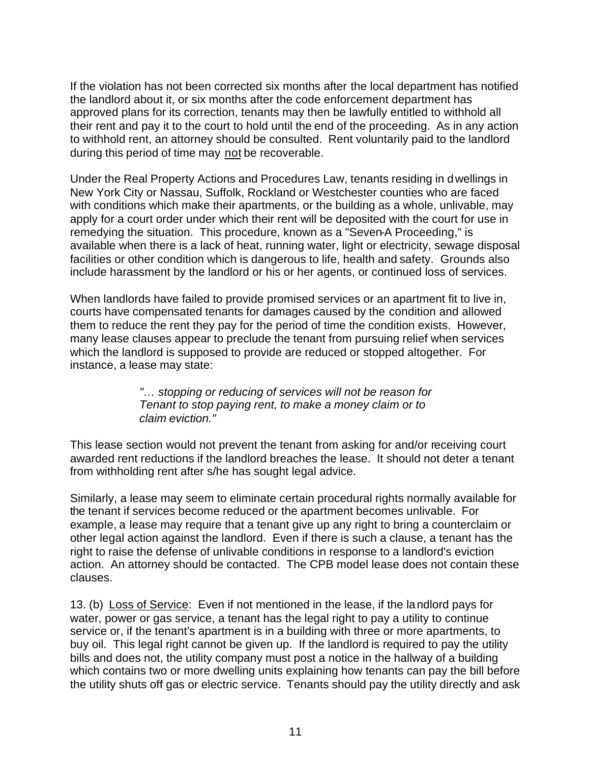If the violation has not been corrected six months after the local department has notified the landlord about it, or six months after the code enforcement department has approved plans for its correction, tenants may then be lawfully entitled to withhold all their rent and pay it to the court to hold until the end of the proceeding. As in any action to withhold rent, an attorney should be consulted. Rent voluntarily paid to the landlord during this period of time may <u>not</u> be recoverable.

Under the Real Property Actions and Procedures Law, tenants residing in dwellings in New York City or Nassau, Suffolk, Rockland or Westchester counties who are faced with conditions which make their apartments, or the building as a whole, unlivable, may apply for a court order under which their rent will be deposited with the court for use in remedying the situation. This procedure, known as a "Seven-A Proceeding," is available when there is a lack of heat, running water, light or electricity, sewage disposal facilities or other condition which is dangerous to life, health and safety. Grounds also include harassment by the landlord or his or her agents, or continued loss of services.

When landlords have failed to provide promised services or an apartment fit to live in, courts have compensated tenants for damages caused by the condition and allowed them to reduce the rent they pay for the period of time the condition exists. However, many lease clauses appear to preclude the tenant from pursuing relief when services which the landlord is supposed to provide are reduced or stopped altogether. For instance, a lease may state:

> *"… stopping or reducing of services will not be reason for Tenant to stop paying rent, to make a money claim or to claim eviction."*

This lease section would not prevent the tenant from asking for and/or receiving court awarded rent reductions if the landlord breaches the lease. It should not deter a tenant from withholding rent after s/he has sought legal advice.

Similarly, a lease may seem to eliminate certain procedural rights normally available for the tenant if services become reduced or the apartment becomes unlivable. For example, a lease may require that a tenant give up any right to bring a counterclaim or other legal action against the landlord. Even if there is such a clause, a tenant has the right to raise the defense of unlivable conditions in response to a landlord's eviction action. An attorney should be contacted. The CPB model lease does not contain these clauses.

13. (b) <u>Loss of Service</u>: Even if not mentioned in the lease, if the landlord pays for water, power or gas service, a tenant has the legal right to pay a utility to continue service or, if the tenant's apartment is in a building with three or more apartments, to buy oil. This legal right cannot be given up. If the landlord is required to pay the utility bills and does not, the utility company must post a notice in the hallway of a building which contains two or more dwelling units explaining how tenants can pay the bill before the utility shuts off gas or electric service. Tenants should pay the utility directly and ask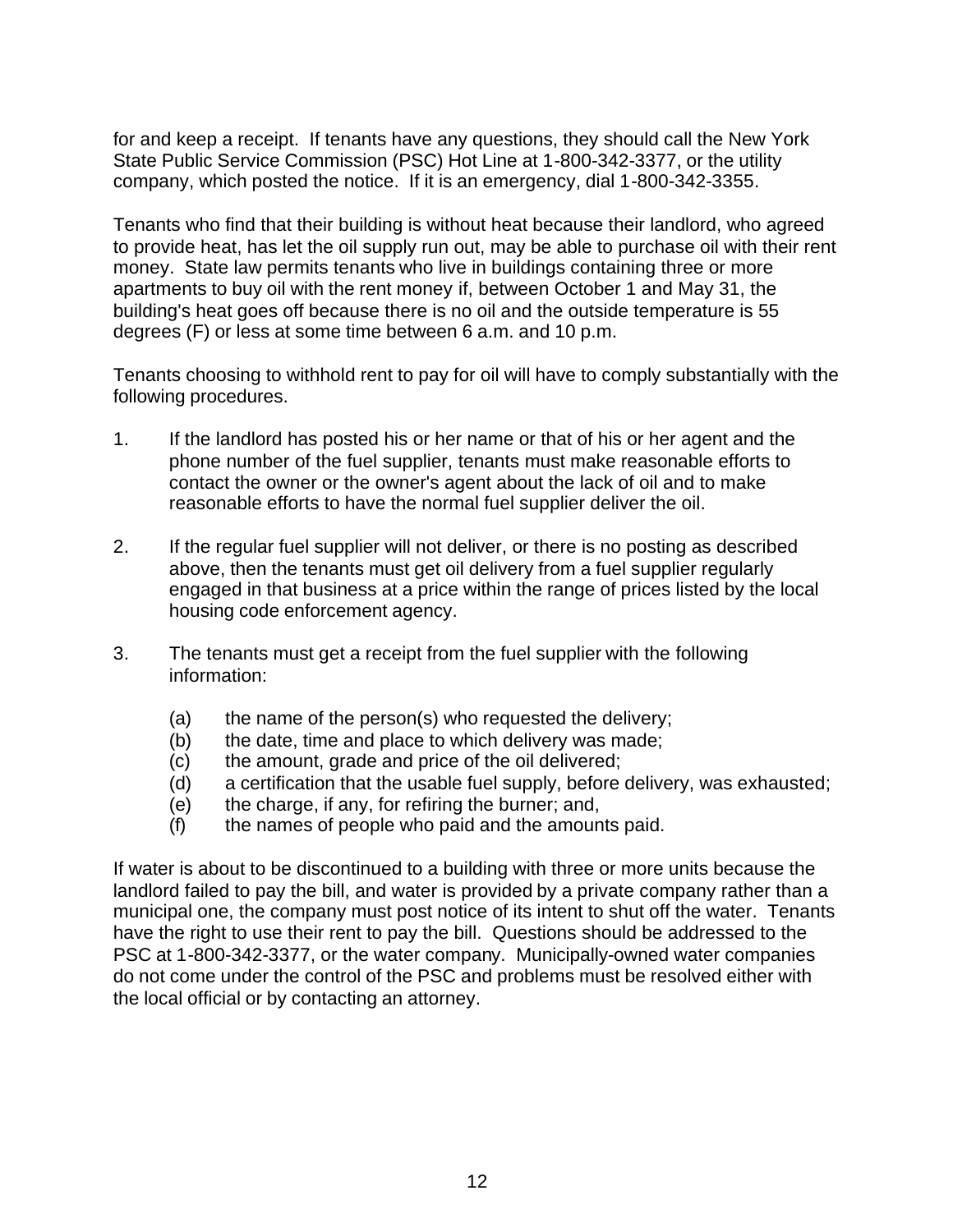for and keep a receipt. If tenants have any questions, they should call the New York State Public Service Commission (PSC) Hot Line at 1-800-342-3377, or the utility company, which posted the notice. If it is an emergency, dial 1-800-342-3355.

Tenants who find that their building is without heat because their landlord, who agreed to provide heat, has let the oil supply run out, may be able to purchase oil with their rent money. State law permits tenants who live in buildings containing three or more apartments to buy oil with the rent money if, between October 1 and May 31, the building's heat goes off because there is no oil and the outside temperature is 55 degrees (F) or less at some time between 6 a.m. and 10 p.m.

Tenants choosing to withhold rent to pay for oil will have to comply substantially with the following procedures.

1. If the landlord has posted his or her name or that of his or her agent and the phone number of the fuel supplier, tenants must make reasonable efforts to contact the owner or the owner's agent about the lack of oil and to make reasonable efforts to have the normal fuel supplier deliver the oil.

2. If the regular fuel supplier will not deliver, or there is no posting as described above, then the tenants must get oil delivery from a fuel supplier regularly engaged in that business at a price within the range of prices listed by the local housing code enforcement agency.

3. The tenants must get a receipt from the fuel supplier with the following information:

   (a) the name of the person(s) who requested the delivery;
   (b) the date, time and place to which delivery was made;
   (c) the amount, grade and price of the oil delivered;
   (d) a certification that the usable fuel supply, before delivery, was exhausted;
   (e) the charge, if any, for refiring the burner; and,
   (f) the names of people who paid and the amounts paid.

If water is about to be discontinued to a building with three or more units because the landlord failed to pay the bill, and water is provided by a private company rather than a municipal one, the company must post notice of its intent to shut off the water. Tenants have the right to use their rent to pay the bill. Questions should be addressed to the PSC at 1-800-342-3377, or the water company. Municipally-owned water companies do not come under the control of the PSC and problems must be resolved either with the local official or by contacting an attorney.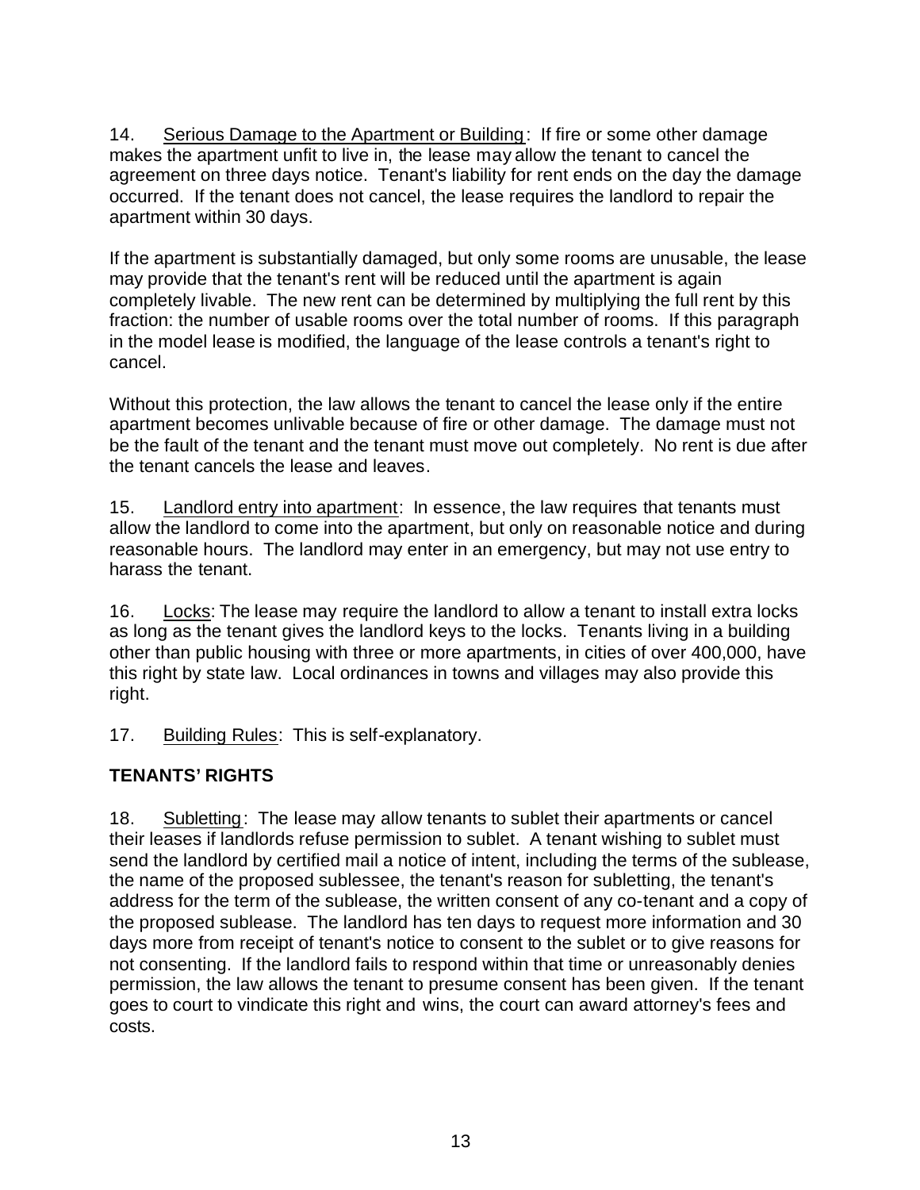14. Serious Damage to the Apartment or Building: If fire or some other damage makes the apartment unfit to live in, the lease may allow the tenant to cancel the agreement on three days notice. Tenant's liability for rent ends on the day the damage occurred. If the tenant does not cancel, the lease requires the landlord to repair the apartment within 30 days.

If the apartment is substantially damaged, but only some rooms are unusable, the lease may provide that the tenant's rent will be reduced until the apartment is again completely livable. The new rent can be determined by multiplying the full rent by this fraction: the number of usable rooms over the total number of rooms. If this paragraph in the model lease is modified, the language of the lease controls a tenant's right to cancel.

Without this protection, the law allows the tenant to cancel the lease only if the entire apartment becomes unlivable because of fire or other damage. The damage must not be the fault of the tenant and the tenant must move out completely. No rent is due after the tenant cancels the lease and leaves.

15. Landlord entry into apartment: In essence, the law requires that tenants must allow the landlord to come into the apartment, but only on reasonable notice and during reasonable hours. The landlord may enter in an emergency, but may not use entry to harass the tenant.

16. Locks: The lease may require the landlord to allow a tenant to install extra locks as long as the tenant gives the landlord keys to the locks. Tenants living in a building other than public housing with three or more apartments, in cities of over 400,000, have this right by state law. Local ordinances in towns and villages may also provide this right.

17. Building Rules: This is self-explanatory.

## TENANTS' RIGHTS

18. Subletting: The lease may allow tenants to sublet their apartments or cancel their leases if landlords refuse permission to sublet. A tenant wishing to sublet must send the landlord by certified mail a notice of intent, including the terms of the sublease, the name of the proposed sublessee, the tenant's reason for subletting, the tenant's address for the term of the sublease, the written consent of any co-tenant and a copy of the proposed sublease. The landlord has ten days to request more information and 30 days more from receipt of tenant's notice to consent to the sublet or to give reasons for not consenting. If the landlord fails to respond within that time or unreasonably denies permission, the law allows the tenant to presume consent has been given. If the tenant goes to court to vindicate this right and wins, the court can award attorney's fees and costs.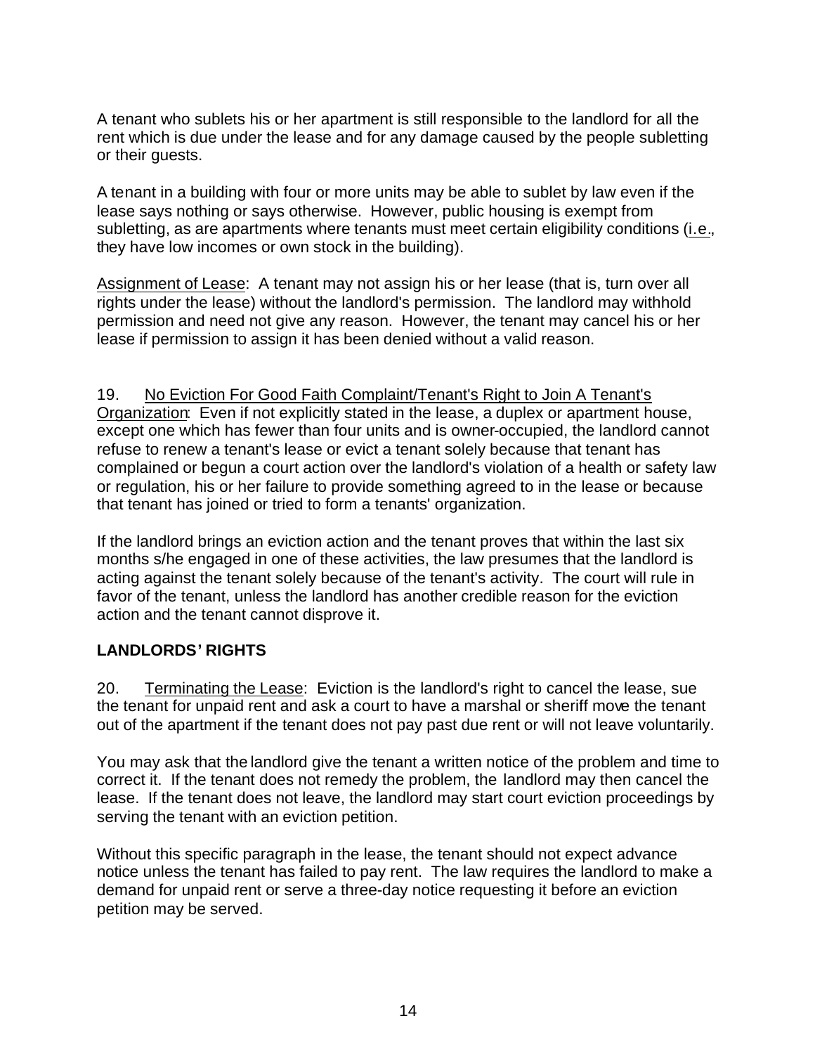A tenant who sublets his or her apartment is still responsible to the landlord for all the rent which is due under the lease and for any damage caused by the people subletting or their guests.

A tenant in a building with four or more units may be able to sublet by law even if the lease says nothing or says otherwise. However, public housing is exempt from subletting, as are apartments where tenants must meet certain eligibility conditions (i.e., they have low incomes or own stock in the building).

Assignment of Lease: A tenant may not assign his or her lease (that is, turn over all rights under the lease) without the landlord's permission. The landlord may withhold permission and need not give any reason. However, the tenant may cancel his or her lease if permission to assign it has been denied without a valid reason.

19. No Eviction For Good Faith Complaint/Tenant's Right to Join A Tenant's Organization: Even if not explicitly stated in the lease, a duplex or apartment house, except one which has fewer than four units and is owner-occupied, the landlord cannot refuse to renew a tenant's lease or evict a tenant solely because that tenant has complained or begun a court action over the landlord's violation of a health or safety law or regulation, his or her failure to provide something agreed to in the lease or because that tenant has joined or tried to form a tenants' organization.

If the landlord brings an eviction action and the tenant proves that within the last six months s/he engaged in one of these activities, the law presumes that the landlord is acting against the tenant solely because of the tenant's activity. The court will rule in favor of the tenant, unless the landlord has another credible reason for the eviction action and the tenant cannot disprove it.

**LANDLORDS' RIGHTS**

20. Terminating the Lease: Eviction is the landlord's right to cancel the lease, sue the tenant for unpaid rent and ask a court to have a marshal or sheriff move the tenant out of the apartment if the tenant does not pay past due rent or will not leave voluntarily.

You may ask that the landlord give the tenant a written notice of the problem and time to correct it. If the tenant does not remedy the problem, the landlord may then cancel the lease. If the tenant does not leave, the landlord may start court eviction proceedings by serving the tenant with an eviction petition.

Without this specific paragraph in the lease, the tenant should not expect advance notice unless the tenant has failed to pay rent. The law requires the landlord to make a demand for unpaid rent or serve a three-day notice requesting it before an eviction petition may be served.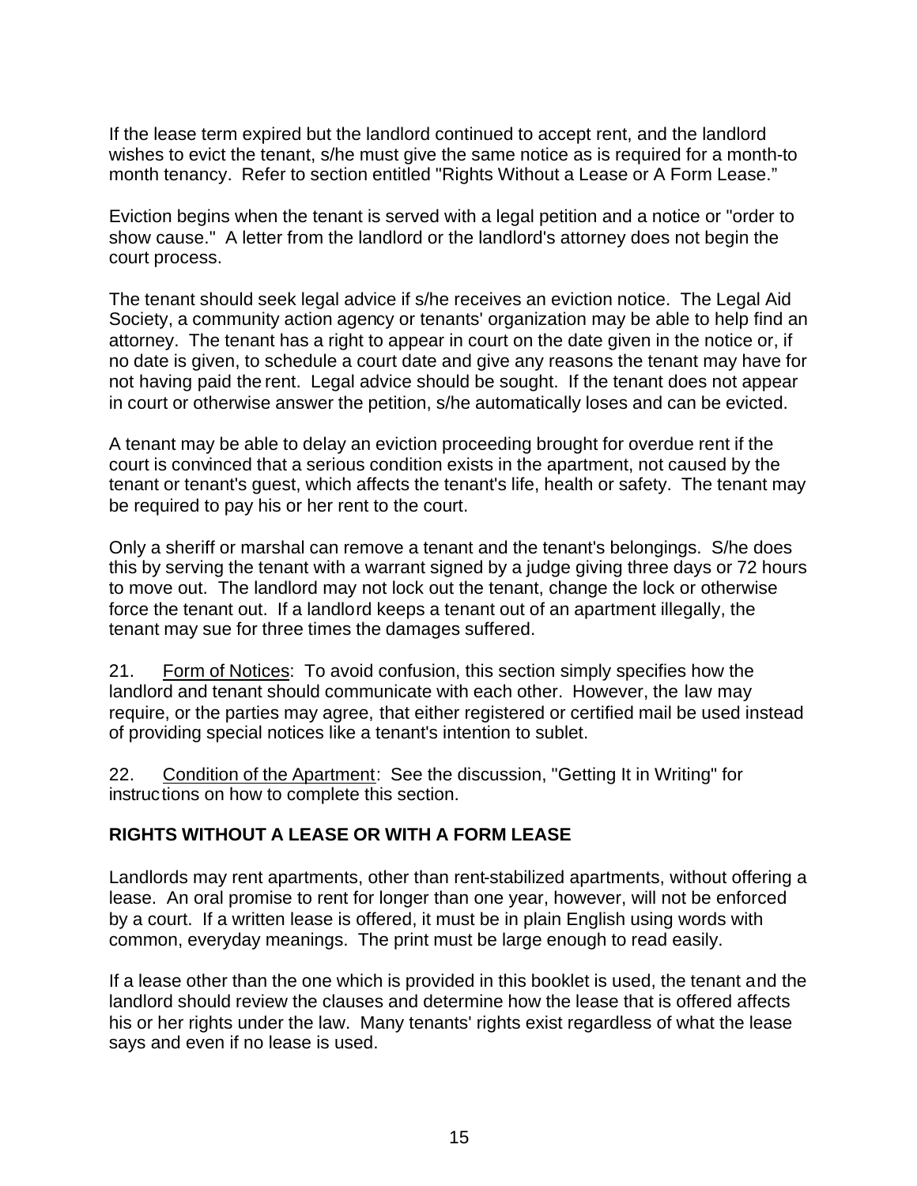If the lease term expired but the landlord continued to accept rent, and the landlord wishes to evict the tenant, s/he must give the same notice as is required for a month-to month tenancy. Refer to section entitled "Rights Without a Lease or A Form Lease."

Eviction begins when the tenant is served with a legal petition and a notice or "order to show cause." A letter from the landlord or the landlord's attorney does not begin the court process.

The tenant should seek legal advice if s/he receives an eviction notice. The Legal Aid Society, a community action agency or tenants' organization may be able to help find an attorney. The tenant has a right to appear in court on the date given in the notice or, if no date is given, to schedule a court date and give any reasons the tenant may have for not having paid the rent. Legal advice should be sought. If the tenant does not appear in court or otherwise answer the petition, s/he automatically loses and can be evicted.

A tenant may be able to delay an eviction proceeding brought for overdue rent if the court is convinced that a serious condition exists in the apartment, not caused by the tenant or tenant's guest, which affects the tenant's life, health or safety. The tenant may be required to pay his or her rent to the court.

Only a sheriff or marshal can remove a tenant and the tenant's belongings. S/he does this by serving the tenant with a warrant signed by a judge giving three days or 72 hours to move out. The landlord may not lock out the tenant, change the lock or otherwise force the tenant out. If a landlord keeps a tenant out of an apartment illegally, the tenant may sue for three times the damages suffered.

21. Form of Notices: To avoid confusion, this section simply specifies how the landlord and tenant should communicate with each other. However, the law may require, or the parties may agree, that either registered or certified mail be used instead of providing special notices like a tenant's intention to sublet.

22. Condition of the Apartment: See the discussion, "Getting It in Writing" for instructions on how to complete this section.

## RIGHTS WITHOUT A LEASE OR WITH A FORM LEASE

Landlords may rent apartments, other than rent-stabilized apartments, without offering a lease. An oral promise to rent for longer than one year, however, will not be enforced by a court. If a written lease is offered, it must be in plain English using words with common, everyday meanings. The print must be large enough to read easily.

If a lease other than the one which is provided in this booklet is used, the tenant and the landlord should review the clauses and determine how the lease that is offered affects his or her rights under the law. Many tenants' rights exist regardless of what the lease says and even if no lease is used.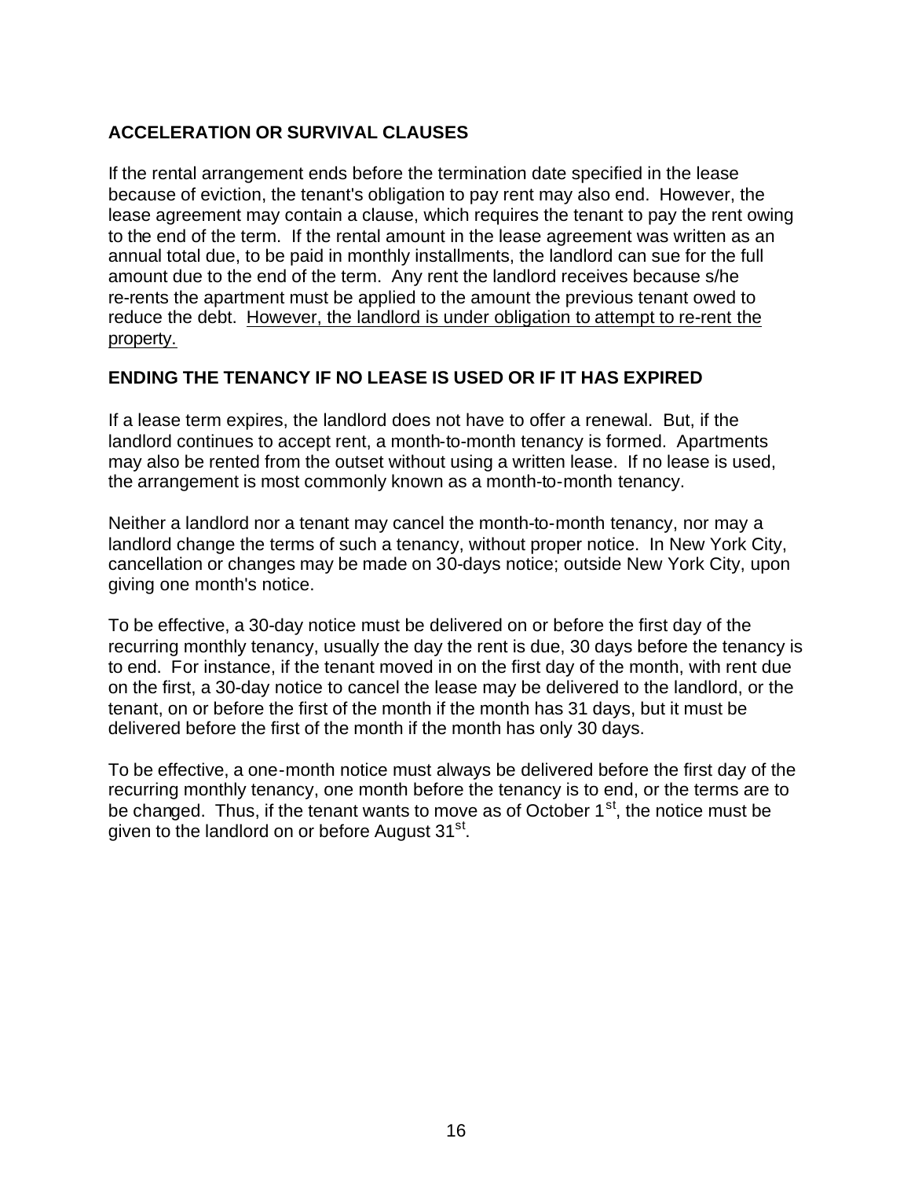## ACCELERATION OR SURVIVAL CLAUSES

If the rental arrangement ends before the termination date specified in the lease because of eviction, the tenant's obligation to pay rent may also end. However, the lease agreement may contain a clause, which requires the tenant to pay the rent owing to the end of the term. If the rental amount in the lease agreement was written as an annual total due, to be paid in monthly installments, the landlord can sue for the full amount due to the end of the term. Any rent the landlord receives because s/he re-rents the apartment must be applied to the amount the previous tenant owed to reduce the debt. <u>However, the landlord is under obligation to attempt to re-rent the property.</u>

## ENDING THE TENANCY IF NO LEASE IS USED OR IF IT HAS EXPIRED

If a lease term expires, the landlord does not have to offer a renewal. But, if the landlord continues to accept rent, a month-to-month tenancy is formed. Apartments may also be rented from the outset without using a written lease. If no lease is used, the arrangement is most commonly known as a month-to-month tenancy.

Neither a landlord nor a tenant may cancel the month-to-month tenancy, nor may a landlord change the terms of such a tenancy, without proper notice. In New York City, cancellation or changes may be made on 30-days notice; outside New York City, upon giving one month's notice.

To be effective, a 30-day notice must be delivered on or before the first day of the recurring monthly tenancy, usually the day the rent is due, 30 days before the tenancy is to end. For instance, if the tenant moved in on the first day of the month, with rent due on the first, a 30-day notice to cancel the lease may be delivered to the landlord, or the tenant, on or before the first of the month if the month has 31 days, but it must be delivered before the first of the month if the month has only 30 days.

To be effective, a one-month notice must always be delivered before the first day of the recurring monthly tenancy, one month before the tenancy is to end, or the terms are to be changed. Thus, if the tenant wants to move as of October 1st, the notice must be given to the landlord on or before August 31st.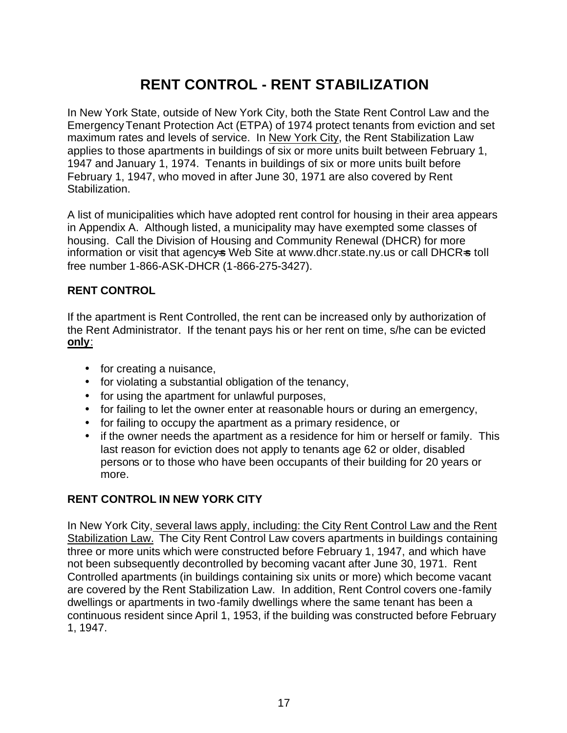# RENT CONTROL - RENT STABILIZATION

In New York State, outside of New York City, both the State Rent Control Law and the Emergency Tenant Protection Act (ETPA) of 1974 protect tenants from eviction and set maximum rates and levels of service. In New York City, the Rent Stabilization Law applies to those apartments in buildings of six or more units built between February 1, 1947 and January 1, 1974. Tenants in buildings of six or more units built before February 1, 1947, who moved in after June 30, 1971 are also covered by Rent Stabilization.

A list of municipalities which have adopted rent control for housing in their area appears in Appendix A. Although listed, a municipality may have exempted some classes of housing. Call the Division of Housing and Community Renewal (DHCR) for more information or visit that agency=s Web Site at www.dhcr.state.ny.us or call DHCR=s toll free number 1-866-ASK-DHCR (1-866-275-3427).

## RENT CONTROL

If the apartment is Rent Controlled, the rent can be increased only by authorization of the Rent Administrator. If the tenant pays his or her rent on time, s/he can be evicted **only**:

- for creating a nuisance,
- for violating a substantial obligation of the tenancy,
- for using the apartment for unlawful purposes,
- for failing to let the owner enter at reasonable hours or during an emergency,
- for failing to occupy the apartment as a primary residence, or
- if the owner needs the apartment as a residence for him or herself or family. This last reason for eviction does not apply to tenants age 62 or older, disabled persons or to those who have been occupants of their building for 20 years or more.

## RENT CONTROL IN NEW YORK CITY

In New York City, several laws apply, including: the City Rent Control Law and the Rent Stabilization Law. The City Rent Control Law covers apartments in buildings containing three or more units which were constructed before February 1, 1947, and which have not been subsequently decontrolled by becoming vacant after June 30, 1971. Rent Controlled apartments (in buildings containing six units or more) which become vacant are covered by the Rent Stabilization Law. In addition, Rent Control covers one-family dwellings or apartments in two-family dwellings where the same tenant has been a continuous resident since April 1, 1953, if the building was constructed before February 1, 1947.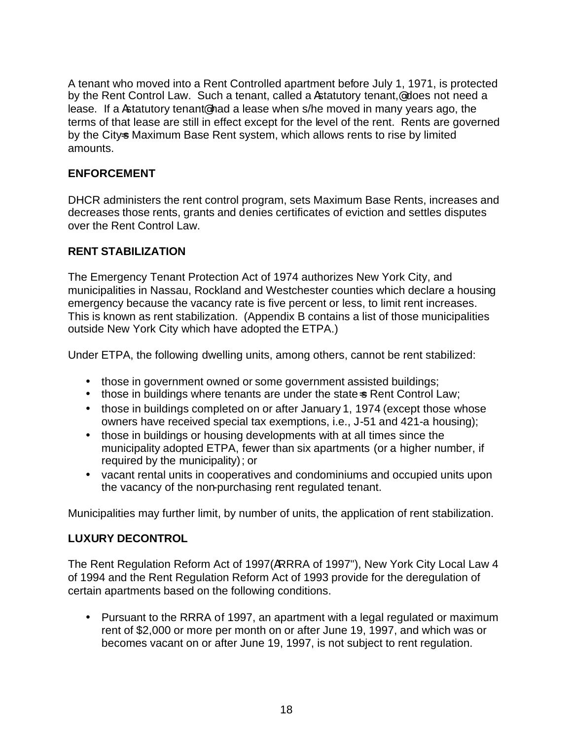A tenant who moved into a Rent Controlled apartment before July 1, 1971, is protected by the Rent Control Law. Such a tenant, called a Astatutory tenant,@ does not need a lease. If a Astatutory tenant@ had a lease when s/he moved in many years ago, the terms of that lease are still in effect except for the level of the rent. Rents are governed by the City=s Maximum Base Rent system, which allows rents to rise by limited amounts.

**ENFORCEMENT**

DHCR administers the rent control program, sets Maximum Base Rents, increases and decreases those rents, grants and denies certificates of eviction and settles disputes over the Rent Control Law.

**RENT STABILIZATION**

The Emergency Tenant Protection Act of 1974 authorizes New York City, and municipalities in Nassau, Rockland and Westchester counties which declare a housing emergency because the vacancy rate is five percent or less, to limit rent increases. This is known as rent stabilization. (Appendix B contains a list of those municipalities outside New York City which have adopted the ETPA.)

Under ETPA, the following dwelling units, among others, cannot be rent stabilized:

- those in government owned or some government assisted buildings;
- those in buildings where tenants are under the state=s Rent Control Law;
- those in buildings completed on or after January 1, 1974 (except those whose owners have received special tax exemptions, i.e., J-51 and 421-a housing);
- those in buildings or housing developments with at all times since the municipality adopted ETPA, fewer than six apartments (or a higher number, if required by the municipality); or
- vacant rental units in cooperatives and condominiums and occupied units upon the vacancy of the non-purchasing rent regulated tenant.

Municipalities may further limit, by number of units, the application of rent stabilization.

**LUXURY DECONTROL**

The Rent Regulation Reform Act of 1997(ARRRA of 1997"), New York City Local Law 4 of 1994 and the Rent Regulation Reform Act of 1993 provide for the deregulation of certain apartments based on the following conditions.

- Pursuant to the RRRA of 1997, an apartment with a legal regulated or maximum rent of $2,000 or more per month on or after June 19, 1997, and which was or becomes vacant on or after June 19, 1997, is not subject to rent regulation.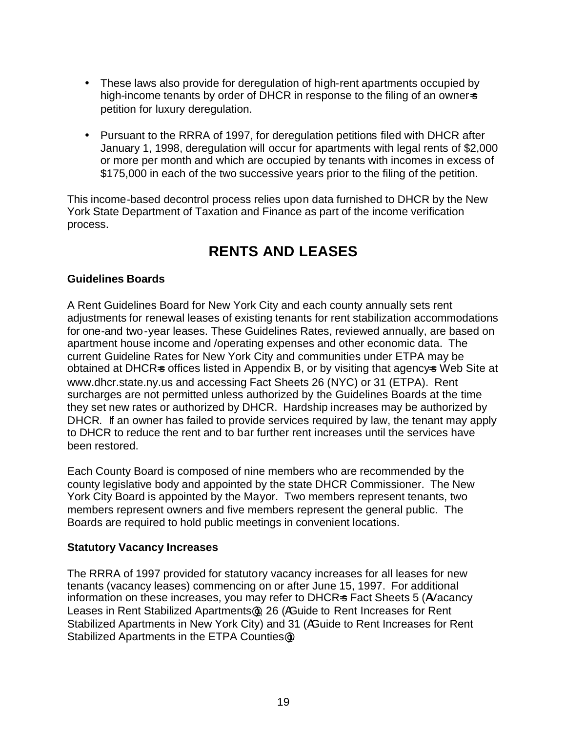- These laws also provide for deregulation of high-rent apartments occupied by high-income tenants by order of DHCR in response to the filing of an owner=s petition for luxury deregulation.

- Pursuant to the RRRA of 1997, for deregulation petitions filed with DHCR after January 1, 1998, deregulation will occur for apartments with legal rents of $2,000 or more per month and which are occupied by tenants with incomes in excess of $175,000 in each of the two successive years prior to the filing of the petition.

This income-based decontrol process relies upon data furnished to DHCR by the New York State Department of Taxation and Finance as part of the income verification process.

# RENTS AND LEASES

**Guidelines Boards**

A Rent Guidelines Board for New York City and each county annually sets rent adjustments for renewal leases of existing tenants for rent stabilization accommodations for one-and two-year leases. These Guidelines Rates, reviewed annually, are based on apartment house income and /operating expenses and other economic data. The current Guideline Rates for New York City and communities under ETPA may be obtained at DHCR=s offices listed in Appendix B, or by visiting that agency=s Web Site at www.dhcr.state.ny.us and accessing Fact Sheets 26 (NYC) or 31 (ETPA). Rent surcharges are not permitted unless authorized by the Guidelines Boards at the time they set new rates or authorized by DHCR. Hardship increases may be authorized by DHCR. If an owner has failed to provide services required by law, the tenant may apply to DHCR to reduce the rent and to bar further rent increases until the services have been restored.

Each County Board is composed of nine members who are recommended by the county legislative body and appointed by the state DHCR Commissioner. The New York City Board is appointed by the Mayor. Two members represent tenants, two members represent owners and five members represent the general public. The Boards are required to hold public meetings in convenient locations.

**Statutory Vacancy Increases**

The RRRA of 1997 provided for statutory vacancy increases for all leases for new tenants (vacancy leases) commencing on or after June 15, 1997. For additional information on these increases, you may refer to DHCR=s Fact Sheets 5 (AVacancy Leases in Rent Stabilized Apartments@), 26 (AGuide to Rent Increases for Rent Stabilized Apartments in New York City) and 31 (AGuide to Rent Increases for Rent Stabilized Apartments in the ETPA Counties@).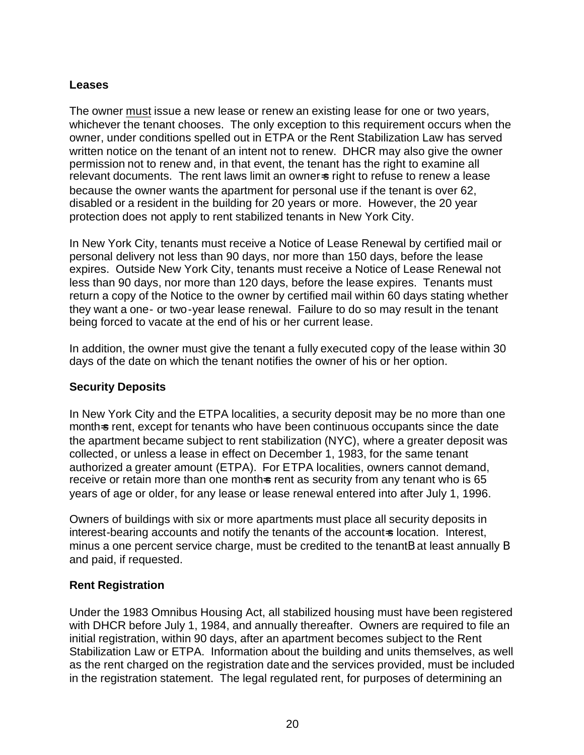### Leases

The owner <u>must</u> issue a new lease or renew an existing lease for one or two years, whichever the tenant chooses. The only exception to this requirement occurs when the owner, under conditions spelled out in ETPA or the Rent Stabilization Law has served written notice on the tenant of an intent not to renew. DHCR may also give the owner permission not to renew and, in that event, the tenant has the right to examine all relevant documents. The rent laws limit an owner=s right to refuse to renew a lease because the owner wants the apartment for personal use if the tenant is over 62, disabled or a resident in the building for 20 years or more. However, the 20 year protection does not apply to rent stabilized tenants in New York City.

In New York City, tenants must receive a Notice of Lease Renewal by certified mail or personal delivery not less than 90 days, nor more than 150 days, before the lease expires. Outside New York City, tenants must receive a Notice of Lease Renewal not less than 90 days, nor more than 120 days, before the lease expires. Tenants must return a copy of the Notice to the owner by certified mail within 60 days stating whether they want a one- or two-year lease renewal. Failure to do so may result in the tenant being forced to vacate at the end of his or her current lease.

In addition, the owner must give the tenant a fully executed copy of the lease within 30 days of the date on which the tenant notifies the owner of his or her option.

### Security Deposits

In New York City and the ETPA localities, a security deposit may be no more than one month=s rent, except for tenants who have been continuous occupants since the date the apartment became subject to rent stabilization (NYC), where a greater deposit was collected, or unless a lease in effect on December 1, 1983, for the same tenant authorized a greater amount (ETPA). For ETPA localities, owners cannot demand, receive or retain more than one month=s rent as security from any tenant who is 65 years of age or older, for any lease or lease renewal entered into after July 1, 1996.

Owners of buildings with six or more apartments must place all security deposits in interest-bearing accounts and notify the tenants of the account=s location. Interest, minus a one percent service charge, must be credited to the tenantB at least annually B and paid, if requested.

### Rent Registration

Under the 1983 Omnibus Housing Act, all stabilized housing must have been registered with DHCR before July 1, 1984, and annually thereafter. Owners are required to file an initial registration, within 90 days, after an apartment becomes subject to the Rent Stabilization Law or ETPA. Information about the building and units themselves, as well as the rent charged on the registration date and the services provided, must be included in the registration statement. The legal regulated rent, for purposes of determining an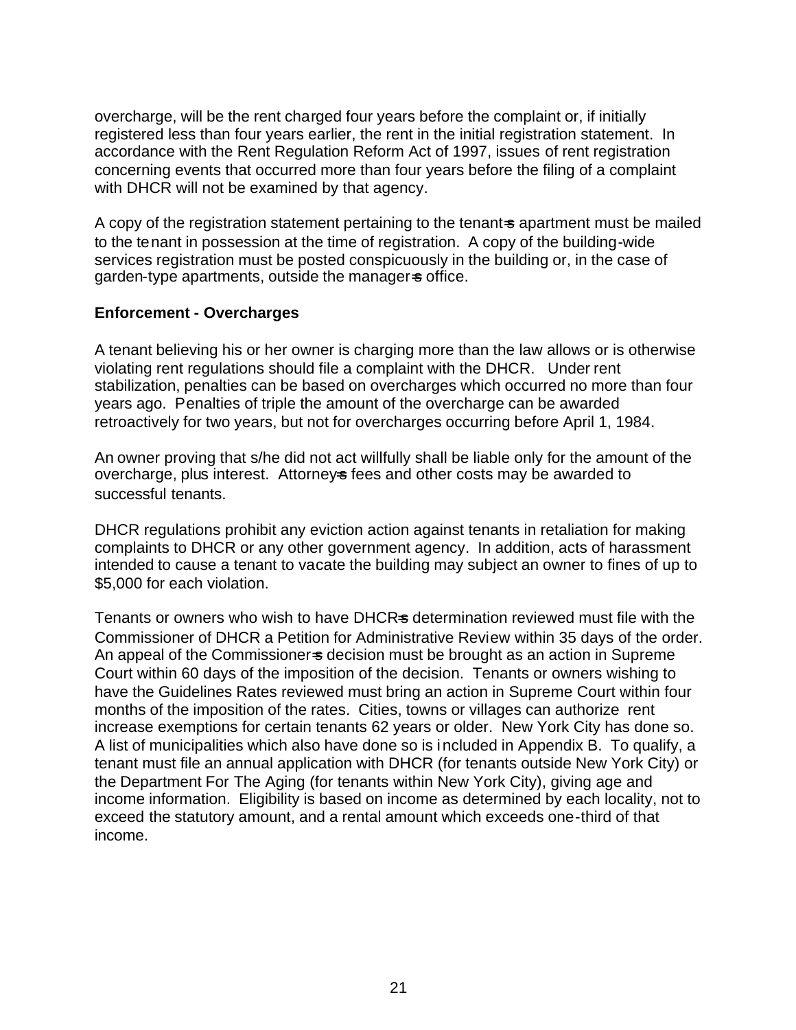overcharge, will be the rent charged four years before the complaint or, if initially registered less than four years earlier, the rent in the initial registration statement. In accordance with the Rent Regulation Reform Act of 1997, issues of rent registration concerning events that occurred more than four years before the filing of a complaint with DHCR will not be examined by that agency.

A copy of the registration statement pertaining to the tenant=s apartment must be mailed to the tenant in possession at the time of registration. A copy of the building-wide services registration must be posted conspicuously in the building or, in the case of garden-type apartments, outside the manager=s office.

**Enforcement - Overcharges**

A tenant believing his or her owner is charging more than the law allows or is otherwise violating rent regulations should file a complaint with the DHCR. Under rent stabilization, penalties can be based on overcharges which occurred no more than four years ago. Penalties of triple the amount of the overcharge can be awarded retroactively for two years, but not for overcharges occurring before April 1, 1984.

An owner proving that s/he did not act willfully shall be liable only for the amount of the overcharge, plus interest. Attorney=s fees and other costs may be awarded to successful tenants.

DHCR regulations prohibit any eviction action against tenants in retaliation for making complaints to DHCR or any other government agency. In addition, acts of harassment intended to cause a tenant to vacate the building may subject an owner to fines of up to $5,000 for each violation.

Tenants or owners who wish to have DHCR=s determination reviewed must file with the Commissioner of DHCR a Petition for Administrative Review within 35 days of the order. An appeal of the Commissioner=s decision must be brought as an action in Supreme Court within 60 days of the imposition of the decision. Tenants or owners wishing to have the Guidelines Rates reviewed must bring an action in Supreme Court within four months of the imposition of the rates. Cities, towns or villages can authorize rent increase exemptions for certain tenants 62 years or older. New York City has done so. A list of municipalities which also have done so is included in Appendix B. To qualify, a tenant must file an annual application with DHCR (for tenants outside New York City) or the Department For The Aging (for tenants within New York City), giving age and income information. Eligibility is based on income as determined by each locality, not to exceed the statutory amount, and a rental amount which exceeds one-third of that income.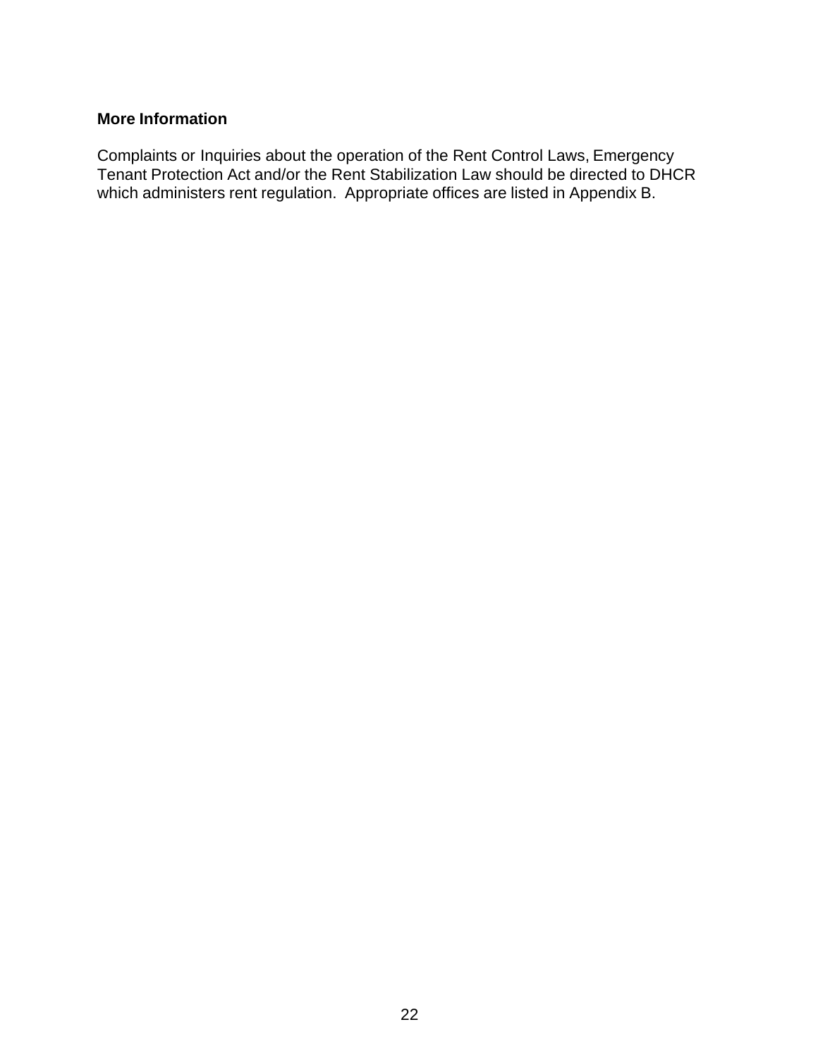**More Information**

Complaints or Inquiries about the operation of the Rent Control Laws, Emergency Tenant Protection Act and/or the Rent Stabilization Law should be directed to DHCR which administers rent regulation. Appropriate offices are listed in Appendix B.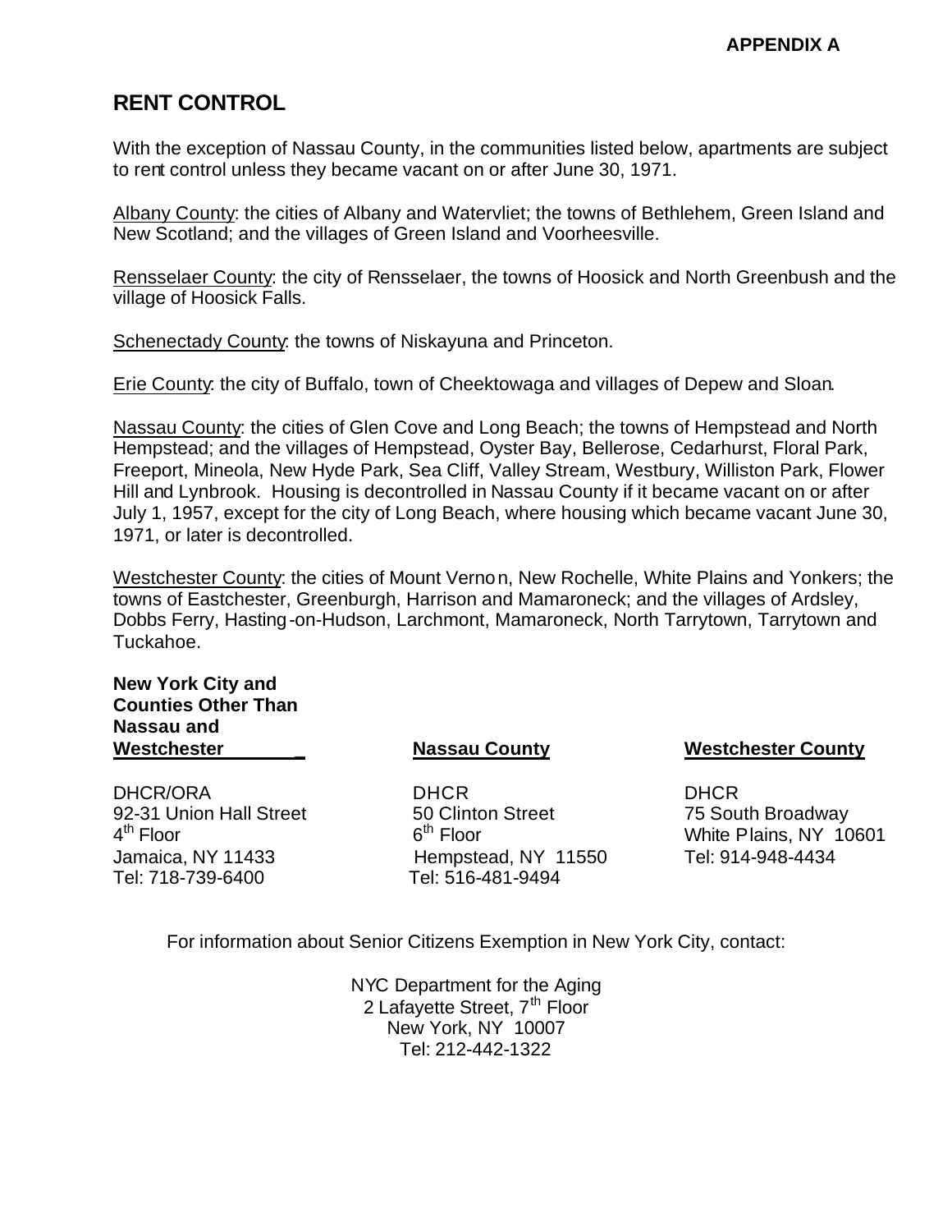**APPENDIX A**

## RENT CONTROL

With the exception of Nassau County, in the communities listed below, apartments are subject to rent control unless they became vacant on or after June 30, 1971.

Albany County: the cities of Albany and Watervliet; the towns of Bethlehem, Green Island and New Scotland; and the villages of Green Island and Voorheesville.

Rensselaer County: the city of Rensselaer, the towns of Hoosick and North Greenbush and the village of Hoosick Falls.

Schenectady County: the towns of Niskayuna and Princeton.

Erie County: the city of Buffalo, town of Cheektowaga and villages of Depew and Sloan.

Nassau County: the cities of Glen Cove and Long Beach; the towns of Hempstead and North Hempstead; and the villages of Hempstead, Oyster Bay, Bellerose, Cedarhurst, Floral Park, Freeport, Mineola, New Hyde Park, Sea Cliff, Valley Stream, Westbury, Williston Park, Flower Hill and Lynbrook. Housing is decontrolled in Nassau County if it became vacant on or after July 1, 1957, except for the city of Long Beach, where housing which became vacant June 30, 1971, or later is decontrolled.

Westchester County: the cities of Mount Vernon, New Rochelle, White Plains and Yonkers; the towns of Eastchester, Greenburgh, Harrison and Mamaroneck; and the villages of Ardsley, Dobbs Ferry, Hasting-on-Hudson, Larchmont, Mamaroneck, North Tarrytown, Tarrytown and Tuckahoe.

| New York City and Counties Other Than Nassau and Westchester | Nassau County | Westchester County |
|---|---|---|
| DHCR/ORA<br>92-31 Union Hall Street<br>4th Floor<br>Jamaica, NY 11433<br>Tel: 718-739-6400 | DHCR<br>50 Clinton Street<br>6th Floor<br>Hempstead, NY 11550<br>Tel: 516-481-9494 | DHCR<br>75 South Broadway<br>White Plains, NY 10601<br>Tel: 914-948-4434 |

For information about Senior Citizens Exemption in New York City, contact:

NYC Department for the Aging
2 Lafayette Street, 7th Floor
New York, NY 10007
Tel: 212-442-1322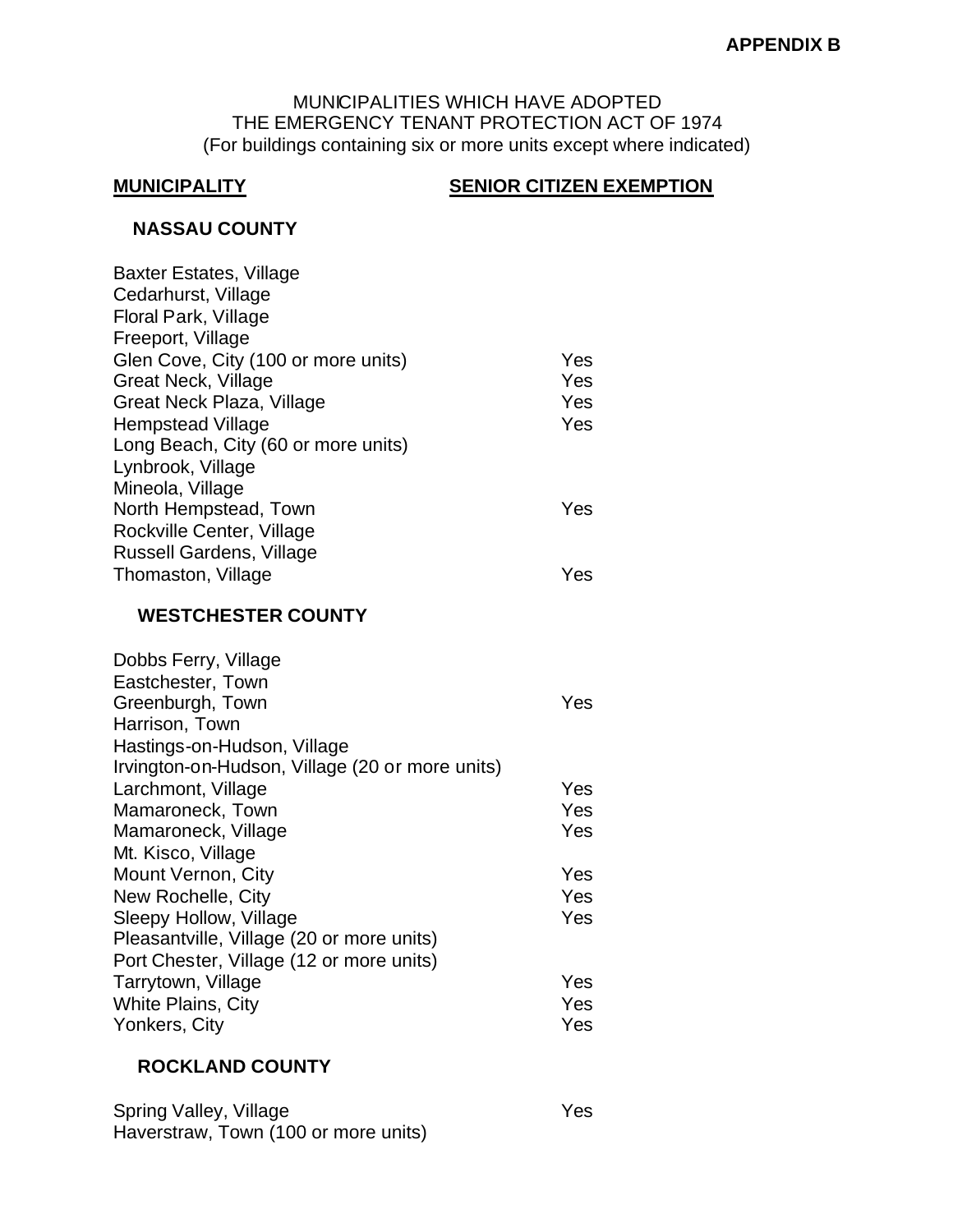**APPENDIX B**

MUNICIPALITIES WHICH HAVE ADOPTED
THE EMERGENCY TENANT PROTECTION ACT OF 1974
(For buildings containing six or more units except where indicated)

| MUNICIPALITY | SENIOR CITIZEN EXEMPTION |
|---|---|
| **NASSAU COUNTY** | |
| Baxter Estates, Village | |
| Cedarhurst, Village | |
| Floral Park, Village | |
| Freeport, Village | |
| Glen Cove, City (100 or more units) | Yes |
| Great Neck, Village | Yes |
| Great Neck Plaza, Village | Yes |
| Hempstead Village | Yes |
| Long Beach, City (60 or more units) | |
| Lynbrook, Village | |
| Mineola, Village | |
| North Hempstead, Town | Yes |
| Rockville Center, Village | |
| Russell Gardens, Village | |
| Thomaston, Village | Yes |
| **WESTCHESTER COUNTY** | |
| Dobbs Ferry, Village | |
| Eastchester, Town | |
| Greenburgh, Town | Yes |
| Harrison, Town | |
| Hastings-on-Hudson, Village | |
| Irvington-on-Hudson, Village (20 or more units) | |
| Larchmont, Village | Yes |
| Mamaroneck, Town | Yes |
| Mamaroneck, Village | Yes |
| Mt. Kisco, Village | |
| Mount Vernon, City | Yes |
| New Rochelle, City | Yes |
| Sleepy Hollow, Village | Yes |
| Pleasantville, Village (20 or more units) | |
| Port Chester, Village (12 or more units) | |
| Tarrytown, Village | Yes |
| White Plains, City | Yes |
| Yonkers, City | Yes |
| **ROCKLAND COUNTY** | |
| Spring Valley, Village | Yes |
| Haverstraw, Town (100 or more units) | |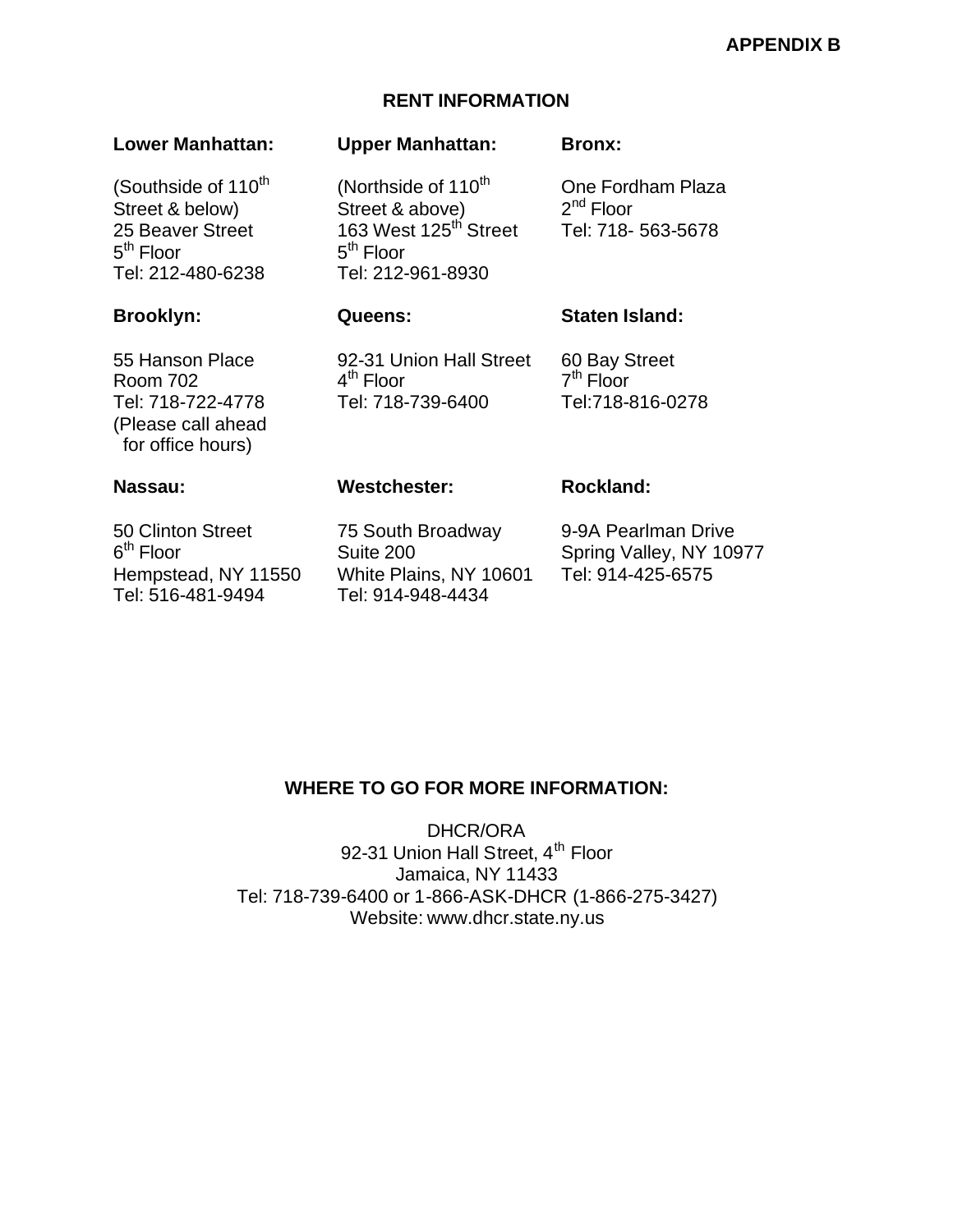**APPENDIX B**

## RENT INFORMATION

**Lower Manhattan:**

(Southside of 110th Street & below)
25 Beaver Street
5th Floor
Tel: 212-480-6238

**Upper Manhattan:**

(Northside of 110th Street & above)
163 West 125th Street
5th Floor
Tel: 212-961-8930

**Bronx:**

One Fordham Plaza
2nd Floor
Tel: 718- 563-5678

**Brooklyn:**

55 Hanson Place
Room 702
Tel: 718-722-4778
(Please call ahead for office hours)

**Queens:**

92-31 Union Hall Street
4th Floor
Tel: 718-739-6400

**Staten Island:**

60 Bay Street
7th Floor
Tel:718-816-0278

**Nassau:**

50 Clinton Street
6th Floor
Hempstead, NY 11550
Tel: 516-481-9494

**Westchester:**

75 South Broadway
Suite 200
White Plains, NY 10601
Tel: 914-948-4434

**Rockland:**

9-9A Pearlman Drive
Spring Valley, NY 10977
Tel: 914-425-6575

## WHERE TO GO FOR MORE INFORMATION:

DHCR/ORA
92-31 Union Hall Street, 4th Floor
Jamaica, NY 11433
Tel: 718-739-6400 or 1-866-ASK-DHCR (1-866-275-3427)
Website: www.dhcr.state.ny.us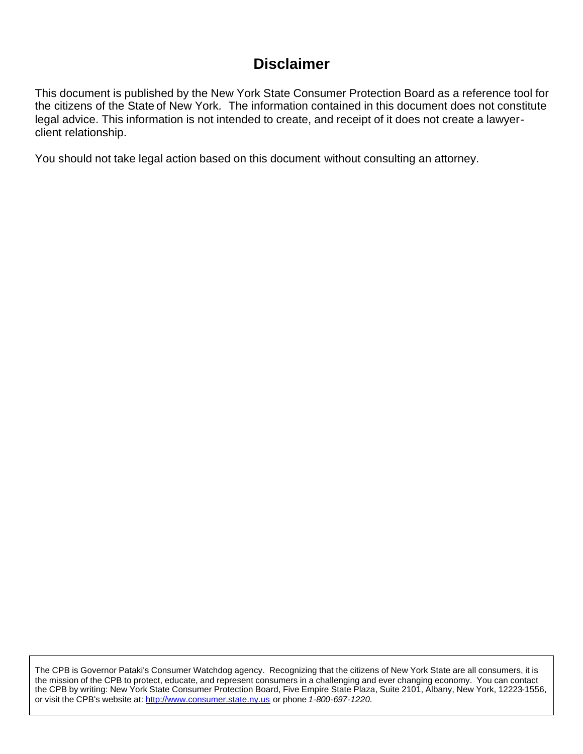# Disclaimer

This document is published by the New York State Consumer Protection Board as a reference tool for the citizens of the State of New York. The information contained in this document does not constitute legal advice. This information is not intended to create, and receipt of it does not create a lawyer-client relationship.

You should not take legal action based on this document without consulting an attorney.

The CPB is Governor Pataki's Consumer Watchdog agency. Recognizing that the citizens of New York State are all consumers, it is the mission of the CPB to protect, educate, and represent consumers in a challenging and ever changing economy. You can contact the CPB by writing: New York State Consumer Protection Board, Five Empire State Plaza, Suite 2101, Albany, New York, 12223-1556, or visit the CPB's website at: http://www.consumer.state.ny.us or phone *1-800-697-1220*.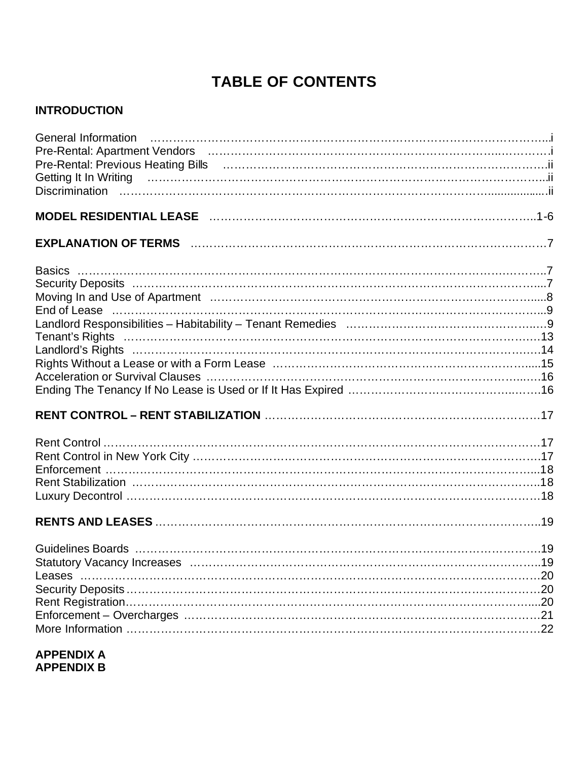# TABLE OF CONTENTS

**INTRODUCTION**

General Information ……………………………………………………………………………………i
Pre-Rental: Apartment Vendors ……………………………………………………………………i
Pre-Rental: Previous Heating Bills ……………………………………………………………ii
Getting It In Writing ……………………………………………………………………………ii
Discrimination ……………………………………………………………………………………ii

**MODEL RESIDENTIAL LEASE** ……………………………………………………………1-6

**EXPLANATION OF TERMS** ……………………………………………………………………7

Basics ……………………………………………………………………………………………7
Security Deposits ………………………………………………………………………………7
Moving In and Use of Apartment ……………………………………………………………8
End of Lease ……………………………………………………………………………………9
Landlord Responsibilities – Habitability – Tenant Remedies ……………………………9
Tenant's Rights ………………………………………………………………………………13
Landlord's Rights ……………………………………………………………………………14
Rights Without a Lease or with a Form Lease ……………………………………………15
Acceleration or Survival Clauses ……………………………………………………………16
Ending The Tenancy If No Lease is Used or If It Has Expired ……………………………16

**RENT CONTROL – RENT STABILIZATION** ……………………………………………17

Rent Control ……………………………………………………………………………………17
Rent Control in New York City ………………………………………………………………17
Enforcement ……………………………………………………………………………………18
Rent Stabilization ……………………………………………………………………………18
Luxury Decontrol ……………………………………………………………………………18

**RENTS AND LEASES** ……………………………………………………………………19

Guidelines Boards ……………………………………………………………………………19
Statutory Vacancy Increases …………………………………………………………………19
Leases …………………………………………………………………………………………20
Security Deposits ……………………………………………………………………………20
Rent Registration ……………………………………………………………………………20
Enforcement – Overcharges …………………………………………………………………21
More Information ……………………………………………………………………………22

**APPENDIX A**
**APPENDIX B**